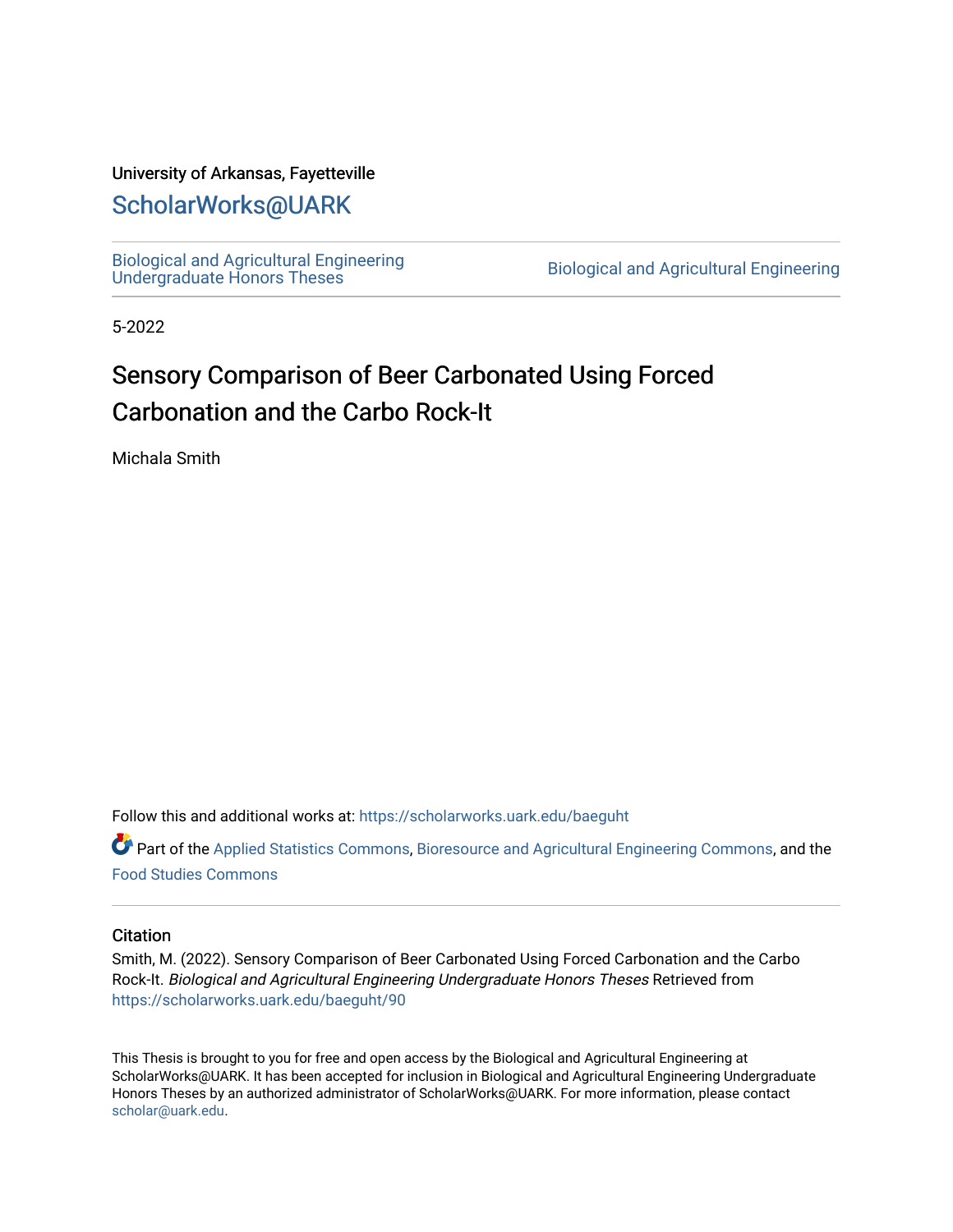University of Arkansas, Fayetteville

# ScholarWorks@UARK

Biological and Agricultural Engineering Undergraduate Honors Theses

Biological and Agricultural Engineering

5-2022

# Sensory Comparison of Beer Carbonated Using Forced Carbonation and the Carbo Rock-It

Michala Smith

Follow this and additional works at: https://scholarworks.uark.edu/baeguht

Part of the Applied Statistics Commons, Bioresource and Agricultural Engineering Commons, and the Food Studies Commons

## Citation

Smith, M. (2022). Sensory Comparison of Beer Carbonated Using Forced Carbonation and the Carbo Rock-It. *Biological and Agricultural Engineering Undergraduate Honors Theses* Retrieved from https://scholarworks.uark.edu/baeguht/90

This Thesis is brought to you for free and open access by the Biological and Agricultural Engineering at ScholarWorks@UARK. It has been accepted for inclusion in Biological and Agricultural Engineering Undergraduate Honors Theses by an authorized administrator of ScholarWorks@UARK. For more information, please contact scholar@uark.edu.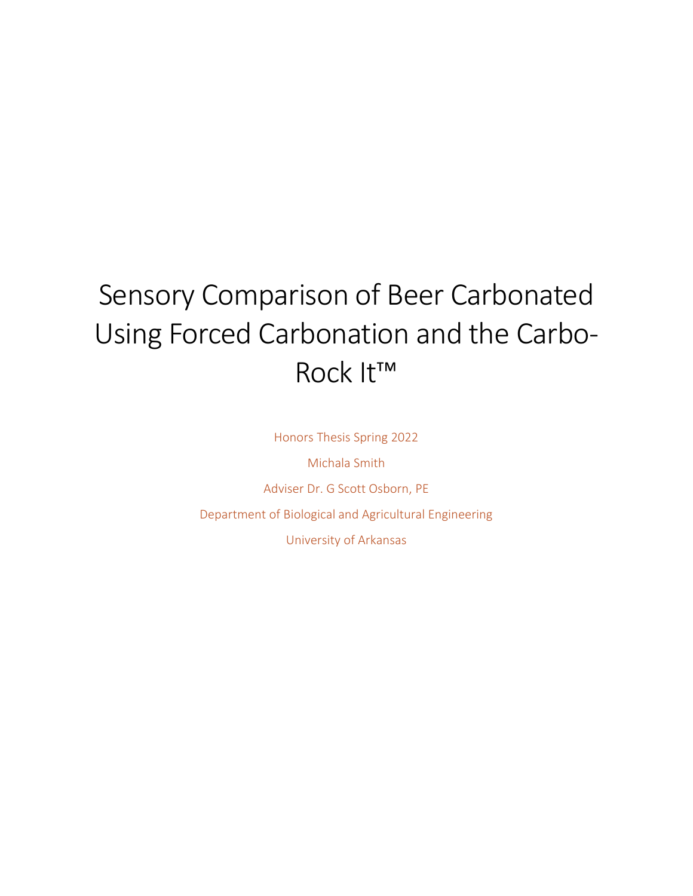# Sensory Comparison of Beer Carbonated Using Forced Carbonation and the Carbo-Rock It™

Honors Thesis Spring 2022

Michala Smith

Adviser Dr. G Scott Osborn, PE

Department of Biological and Agricultural Engineering

University of Arkansas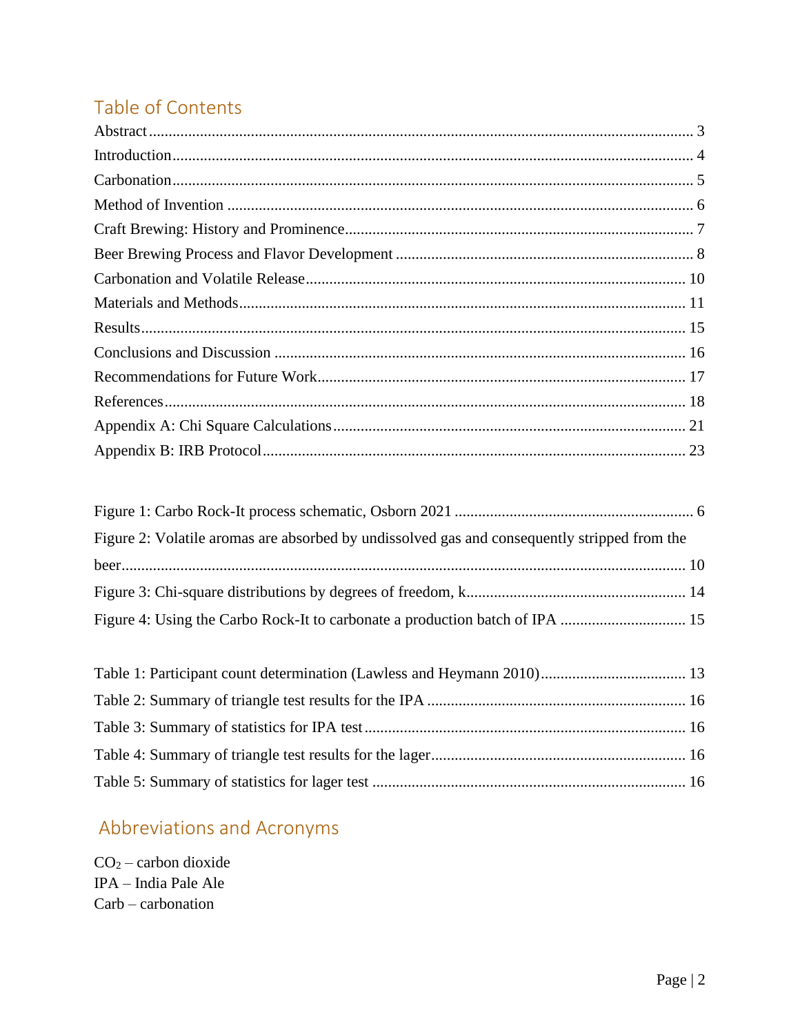## Table of Contents

Abstract ........................................................................................................................................ 3
Introduction .................................................................................................................................. 4
Carbonation .................................................................................................................................. 5
Method of Invention ..................................................................................................................... 6
Craft Brewing: History and Prominence ....................................................................................... 7
Beer Brewing Process and Flavor Development ........................................................................... 8
Carbonation and Volatile Release ............................................................................................... 10
Materials and Methods ................................................................................................................ 11
Results ........................................................................................................................................ 15
Conclusions and Discussion ........................................................................................................ 16
Recommendations for Future Work ............................................................................................ 17
References ................................................................................................................................... 18
Appendix A: Chi Square Calculations ......................................................................................... 21
Appendix B: IRB Protocol ........................................................................................................... 23

Figure 1: Carbo Rock-It process schematic, Osborn 2021 ............................................................ 6
Figure 2: Volatile aromas are absorbed by undissolved gas and consequently stripped from the beer ............................................................................................................................................. 10
Figure 3: Chi-square distributions by degrees of freedom, k ....................................................... 14
Figure 4: Using the Carbo Rock-It to carbonate a production batch of IPA ................................ 15

Table 1: Participant count determination (Lawless and Heymann 2010) .................................... 13
Table 2: Summary of triangle test results for the IPA ................................................................. 16
Table 3: Summary of statistics for IPA test ................................................................................. 16
Table 4: Summary of triangle test results for the lager ................................................................ 16
Table 5: Summary of statistics for lager test ............................................................................... 16

## Abbreviations and Acronyms

$CO_2$ – carbon dioxide
IPA – India Pale Ale
Carb – carbonation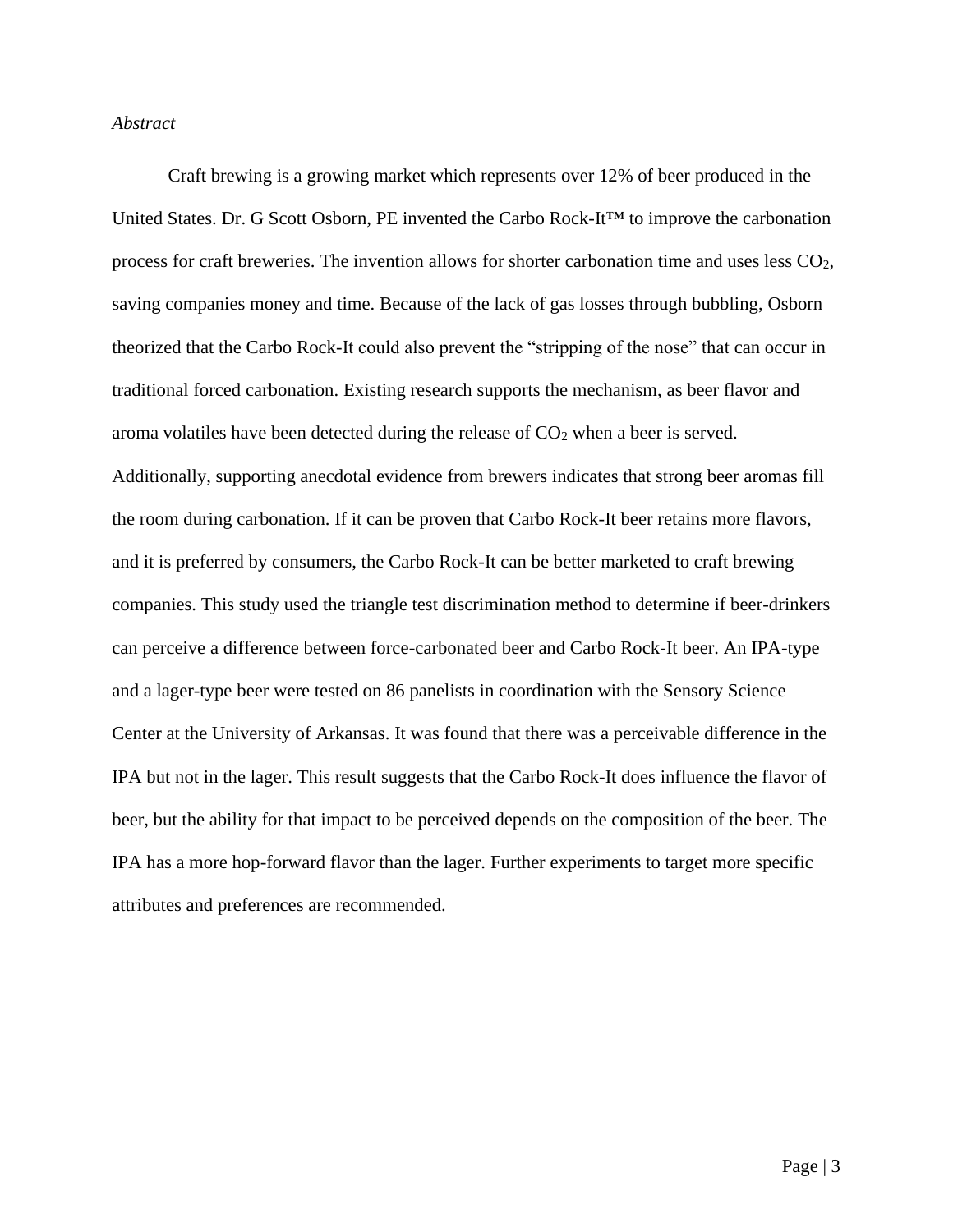*Abstract*

Craft brewing is a growing market which represents over 12% of beer produced in the United States. Dr. G Scott Osborn, PE invented the Carbo Rock-It™ to improve the carbonation process for craft breweries. The invention allows for shorter carbonation time and uses less $CO_2$, saving companies money and time. Because of the lack of gas losses through bubbling, Osborn theorized that the Carbo Rock-It could also prevent the "stripping of the nose" that can occur in traditional forced carbonation. Existing research supports the mechanism, as beer flavor and aroma volatiles have been detected during the release of $CO_2$ when a beer is served. Additionally, supporting anecdotal evidence from brewers indicates that strong beer aromas fill the room during carbonation. If it can be proven that Carbo Rock-It beer retains more flavors, and it is preferred by consumers, the Carbo Rock-It can be better marketed to craft brewing companies. This study used the triangle test discrimination method to determine if beer-drinkers can perceive a difference between force-carbonated beer and Carbo Rock-It beer. An IPA-type and a lager-type beer were tested on 86 panelists in coordination with the Sensory Science Center at the University of Arkansas. It was found that there was a perceivable difference in the IPA but not in the lager. This result suggests that the Carbo Rock-It does influence the flavor of beer, but the ability for that impact to be perceived depends on the composition of the beer. The IPA has a more hop-forward flavor than the lager. Further experiments to target more specific attributes and preferences are recommended.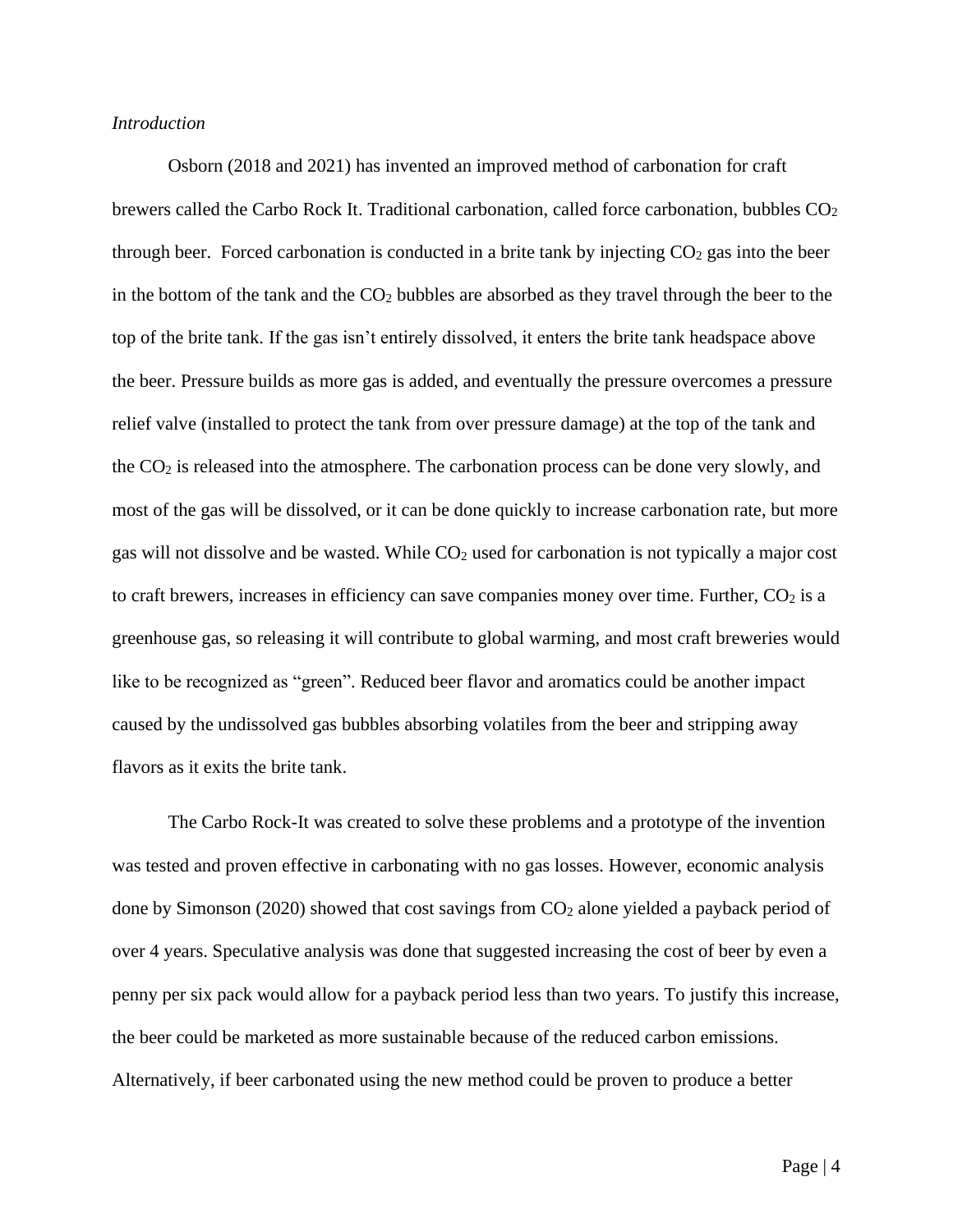*Introduction*

Osborn (2018 and 2021) has invented an improved method of carbonation for craft brewers called the Carbo Rock It. Traditional carbonation, called force carbonation, bubbles $CO_2$ through beer. Forced carbonation is conducted in a brite tank by injecting $CO_2$ gas into the beer in the bottom of the tank and the $CO_2$ bubbles are absorbed as they travel through the beer to the top of the brite tank. If the gas isn't entirely dissolved, it enters the brite tank headspace above the beer. Pressure builds as more gas is added, and eventually the pressure overcomes a pressure relief valve (installed to protect the tank from over pressure damage) at the top of the tank and the $CO_2$ is released into the atmosphere. The carbonation process can be done very slowly, and most of the gas will be dissolved, or it can be done quickly to increase carbonation rate, but more gas will not dissolve and be wasted. While $CO_2$ used for carbonation is not typically a major cost to craft brewers, increases in efficiency can save companies money over time. Further, $CO_2$ is a greenhouse gas, so releasing it will contribute to global warming, and most craft breweries would like to be recognized as "green". Reduced beer flavor and aromatics could be another impact caused by the undissolved gas bubbles absorbing volatiles from the beer and stripping away flavors as it exits the brite tank.

The Carbo Rock-It was created to solve these problems and a prototype of the invention was tested and proven effective in carbonating with no gas losses. However, economic analysis done by Simonson (2020) showed that cost savings from $CO_2$ alone yielded a payback period of over 4 years. Speculative analysis was done that suggested increasing the cost of beer by even a penny per six pack would allow for a payback period less than two years. To justify this increase, the beer could be marketed as more sustainable because of the reduced carbon emissions. Alternatively, if beer carbonated using the new method could be proven to produce a better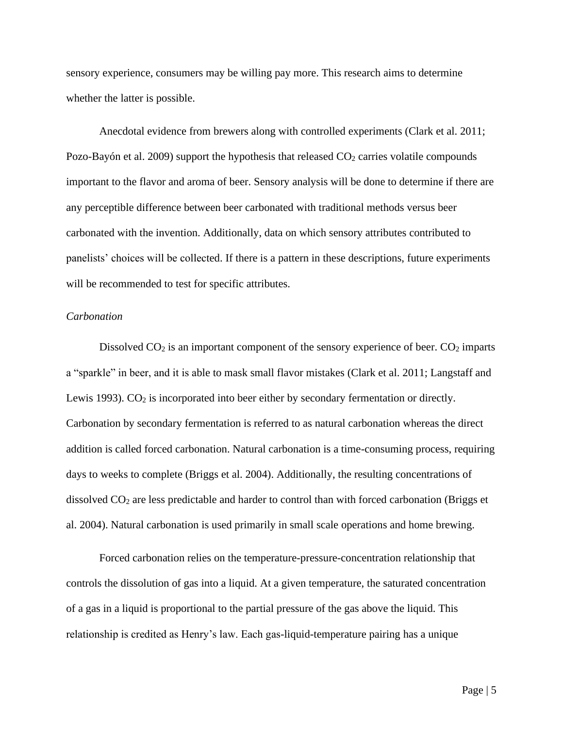sensory experience, consumers may be willing pay more. This research aims to determine whether the latter is possible.

Anecdotal evidence from brewers along with controlled experiments (Clark et al. 2011; Pozo-Bayón et al. 2009) support the hypothesis that released $CO_2$ carries volatile compounds important to the flavor and aroma of beer. Sensory analysis will be done to determine if there are any perceptible difference between beer carbonated with traditional methods versus beer carbonated with the invention. Additionally, data on which sensory attributes contributed to panelists' choices will be collected. If there is a pattern in these descriptions, future experiments will be recommended to test for specific attributes.

### *Carbonation*

Dissolved $CO_2$ is an important component of the sensory experience of beer. $CO_2$ imparts a "sparkle" in beer, and it is able to mask small flavor mistakes (Clark et al. 2011; Langstaff and Lewis 1993). $CO_2$ is incorporated into beer either by secondary fermentation or directly. Carbonation by secondary fermentation is referred to as natural carbonation whereas the direct addition is called forced carbonation. Natural carbonation is a time-consuming process, requiring days to weeks to complete (Briggs et al. 2004). Additionally, the resulting concentrations of dissolved $CO_2$ are less predictable and harder to control than with forced carbonation (Briggs et al. 2004). Natural carbonation is used primarily in small scale operations and home brewing.

Forced carbonation relies on the temperature-pressure-concentration relationship that controls the dissolution of gas into a liquid. At a given temperature, the saturated concentration of a gas in a liquid is proportional to the partial pressure of the gas above the liquid. This relationship is credited as Henry's law. Each gas-liquid-temperature pairing has a unique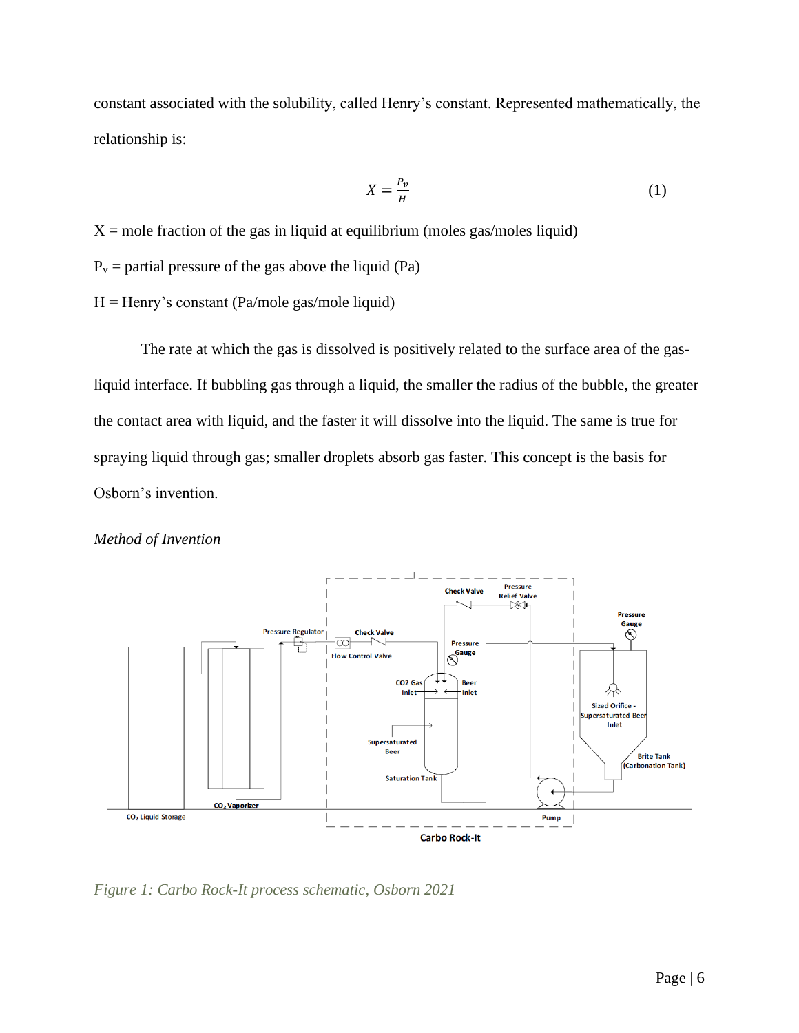constant associated with the solubility, called Henry's constant. Represented mathematically, the relationship is:

$$X = \frac{P_v}{H} \tag{1}$$

X = mole fraction of the gas in liquid at equilibrium (moles gas/moles liquid)

$P_v$ = partial pressure of the gas above the liquid (Pa)

H = Henry's constant (Pa/mole gas/mole liquid)

The rate at which the gas is dissolved is positively related to the surface area of the gas-liquid interface. If bubbling gas through a liquid, the smaller the radius of the bubble, the greater the contact area with liquid, and the faster it will dissolve into the liquid. The same is true for spraying liquid through gas; smaller droplets absorb gas faster. This concept is the basis for Osborn's invention.

*Method of Invention*

*Figure 1: Carbo Rock-It process schematic, Osborn 2021*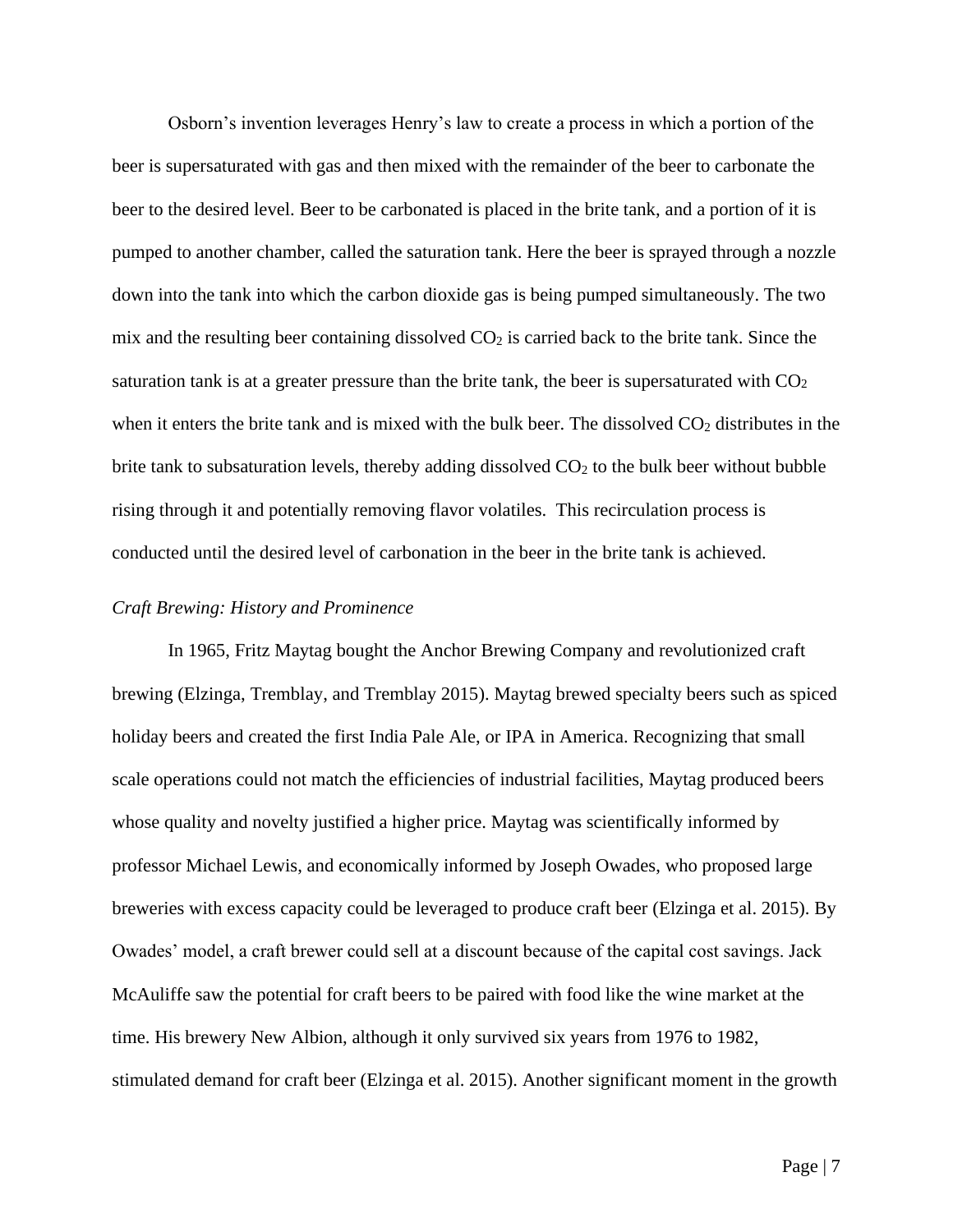Osborn's invention leverages Henry's law to create a process in which a portion of the beer is supersaturated with gas and then mixed with the remainder of the beer to carbonate the beer to the desired level. Beer to be carbonated is placed in the brite tank, and a portion of it is pumped to another chamber, called the saturation tank. Here the beer is sprayed through a nozzle down into the tank into which the carbon dioxide gas is being pumped simultaneously. The two mix and the resulting beer containing dissolved $CO_2$ is carried back to the brite tank. Since the saturation tank is at a greater pressure than the brite tank, the beer is supersaturated with $CO_2$ when it enters the brite tank and is mixed with the bulk beer. The dissolved $CO_2$ distributes in the brite tank to subsaturation levels, thereby adding dissolved $CO_2$ to the bulk beer without bubble rising through it and potentially removing flavor volatiles. This recirculation process is conducted until the desired level of carbonation in the beer in the brite tank is achieved.

*Craft Brewing: History and Prominence*

In 1965, Fritz Maytag bought the Anchor Brewing Company and revolutionized craft brewing (Elzinga, Tremblay, and Tremblay 2015). Maytag brewed specialty beers such as spiced holiday beers and created the first India Pale Ale, or IPA in America. Recognizing that small scale operations could not match the efficiencies of industrial facilities, Maytag produced beers whose quality and novelty justified a higher price. Maytag was scientifically informed by professor Michael Lewis, and economically informed by Joseph Owades, who proposed large breweries with excess capacity could be leveraged to produce craft beer (Elzinga et al. 2015). By Owades' model, a craft brewer could sell at a discount because of the capital cost savings. Jack McAuliffe saw the potential for craft beers to be paired with food like the wine market at the time. His brewery New Albion, although it only survived six years from 1976 to 1982, stimulated demand for craft beer (Elzinga et al. 2015). Another significant moment in the growth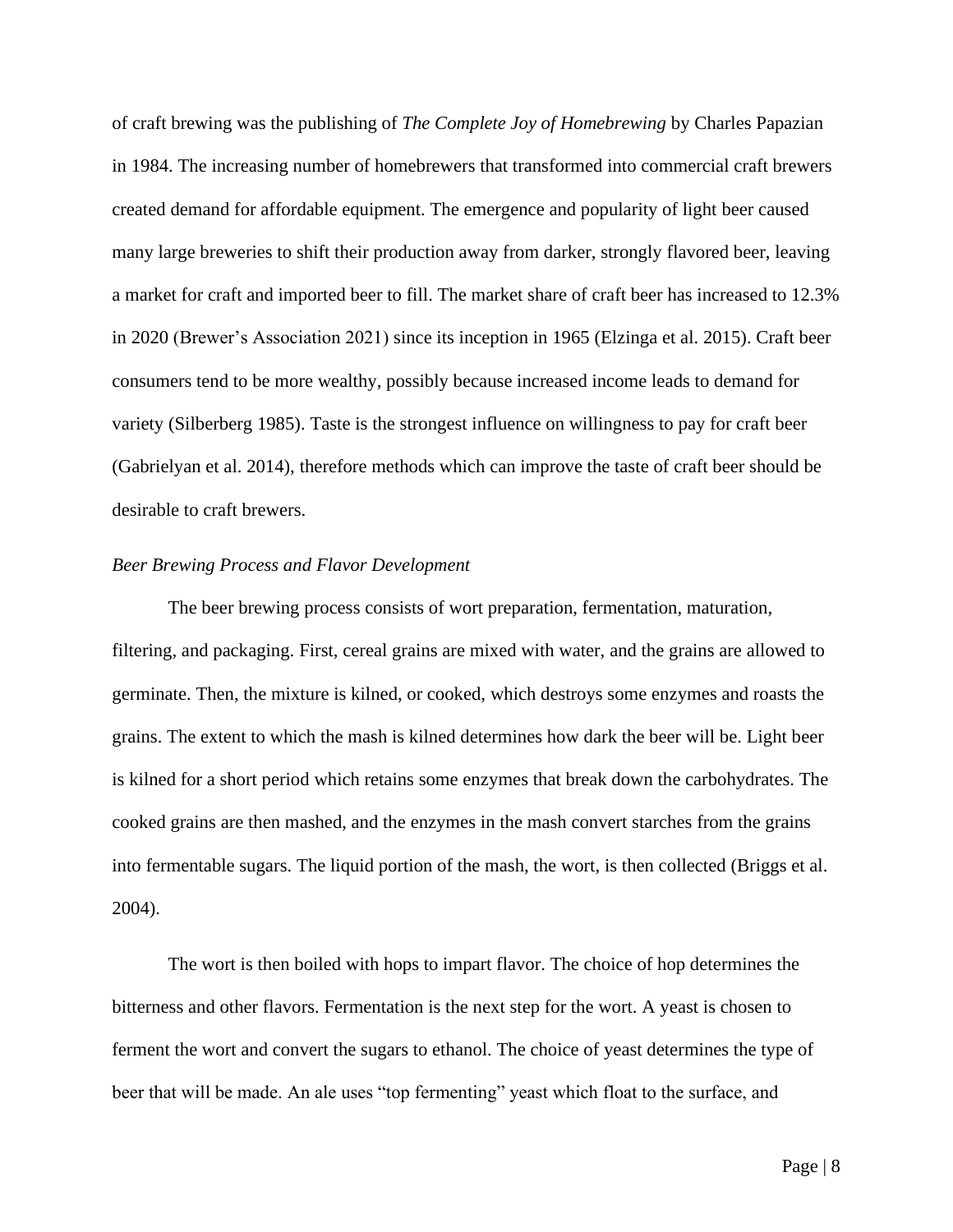of craft brewing was the publishing of *The Complete Joy of Homebrewing* by Charles Papazian in 1984. The increasing number of homebrewers that transformed into commercial craft brewers created demand for affordable equipment. The emergence and popularity of light beer caused many large breweries to shift their production away from darker, strongly flavored beer, leaving a market for craft and imported beer to fill. The market share of craft beer has increased to 12.3% in 2020 (Brewer's Association 2021) since its inception in 1965 (Elzinga et al. 2015). Craft beer consumers tend to be more wealthy, possibly because increased income leads to demand for variety (Silberberg 1985). Taste is the strongest influence on willingness to pay for craft beer (Gabrielyan et al. 2014), therefore methods which can improve the taste of craft beer should be desirable to craft brewers.

*Beer Brewing Process and Flavor Development*

The beer brewing process consists of wort preparation, fermentation, maturation, filtering, and packaging. First, cereal grains are mixed with water, and the grains are allowed to germinate. Then, the mixture is kilned, or cooked, which destroys some enzymes and roasts the grains. The extent to which the mash is kilned determines how dark the beer will be. Light beer is kilned for a short period which retains some enzymes that break down the carbohydrates. The cooked grains are then mashed, and the enzymes in the mash convert starches from the grains into fermentable sugars. The liquid portion of the mash, the wort, is then collected (Briggs et al. 2004).

The wort is then boiled with hops to impart flavor. The choice of hop determines the bitterness and other flavors. Fermentation is the next step for the wort. A yeast is chosen to ferment the wort and convert the sugars to ethanol. The choice of yeast determines the type of beer that will be made. An ale uses "top fermenting" yeast which float to the surface, and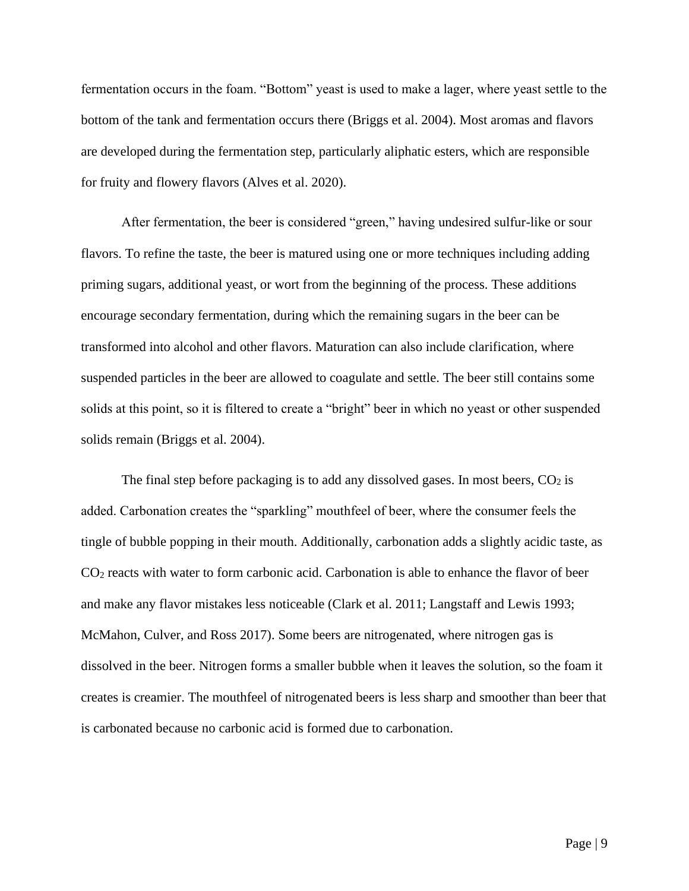fermentation occurs in the foam. “Bottom” yeast is used to make a lager, where yeast settle to the bottom of the tank and fermentation occurs there (Briggs et al. 2004). Most aromas and flavors are developed during the fermentation step, particularly aliphatic esters, which are responsible for fruity and flowery flavors (Alves et al. 2020).

After fermentation, the beer is considered “green,” having undesired sulfur-like or sour flavors. To refine the taste, the beer is matured using one or more techniques including adding priming sugars, additional yeast, or wort from the beginning of the process. These additions encourage secondary fermentation, during which the remaining sugars in the beer can be transformed into alcohol and other flavors. Maturation can also include clarification, where suspended particles in the beer are allowed to coagulate and settle. The beer still contains some solids at this point, so it is filtered to create a “bright” beer in which no yeast or other suspended solids remain (Briggs et al. 2004).

The final step before packaging is to add any dissolved gases. In most beers, $CO_2$ is added. Carbonation creates the “sparkling” mouthfeel of beer, where the consumer feels the tingle of bubble popping in their mouth. Additionally, carbonation adds a slightly acidic taste, as $CO_2$ reacts with water to form carbonic acid. Carbonation is able to enhance the flavor of beer and make any flavor mistakes less noticeable (Clark et al. 2011; Langstaff and Lewis 1993; McMahon, Culver, and Ross 2017). Some beers are nitrogenated, where nitrogen gas is dissolved in the beer. Nitrogen forms a smaller bubble when it leaves the solution, so the foam it creates is creamier. The mouthfeel of nitrogenated beers is less sharp and smoother than beer that is carbonated because no carbonic acid is formed due to carbonation.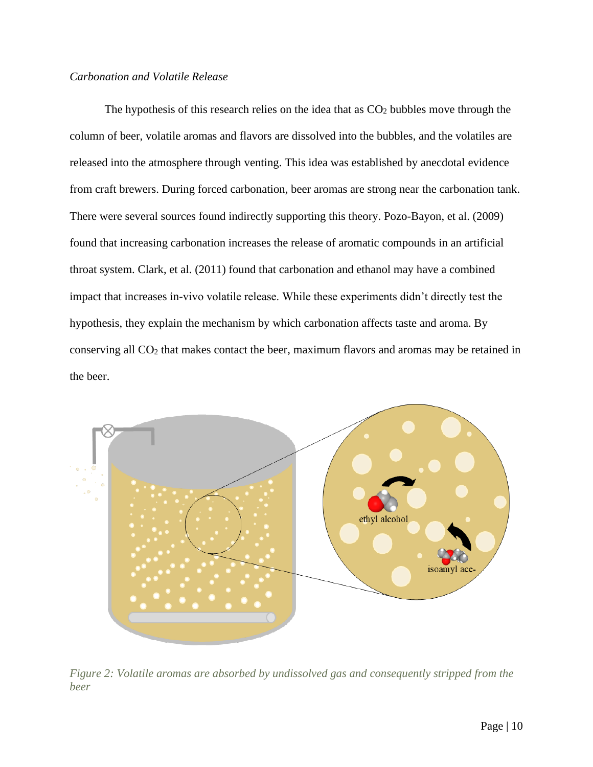*Carbonation and Volatile Release*

The hypothesis of this research relies on the idea that as $CO_2$ bubbles move through the column of beer, volatile aromas and flavors are dissolved into the bubbles, and the volatiles are released into the atmosphere through venting. This idea was established by anecdotal evidence from craft brewers. During forced carbonation, beer aromas are strong near the carbonation tank. There were several sources found indirectly supporting this theory. Pozo-Bayon, et al. (2009) found that increasing carbonation increases the release of aromatic compounds in an artificial throat system. Clark, et al. (2011) found that carbonation and ethanol may have a combined impact that increases in-vivo volatile release. While these experiments didn't directly test the hypothesis, they explain the mechanism by which carbonation affects taste and aroma. By conserving all $CO_2$ that makes contact the beer, maximum flavors and aromas may be retained in the beer.

*Figure 2: Volatile aromas are absorbed by undissolved gas and consequently stripped from the beer*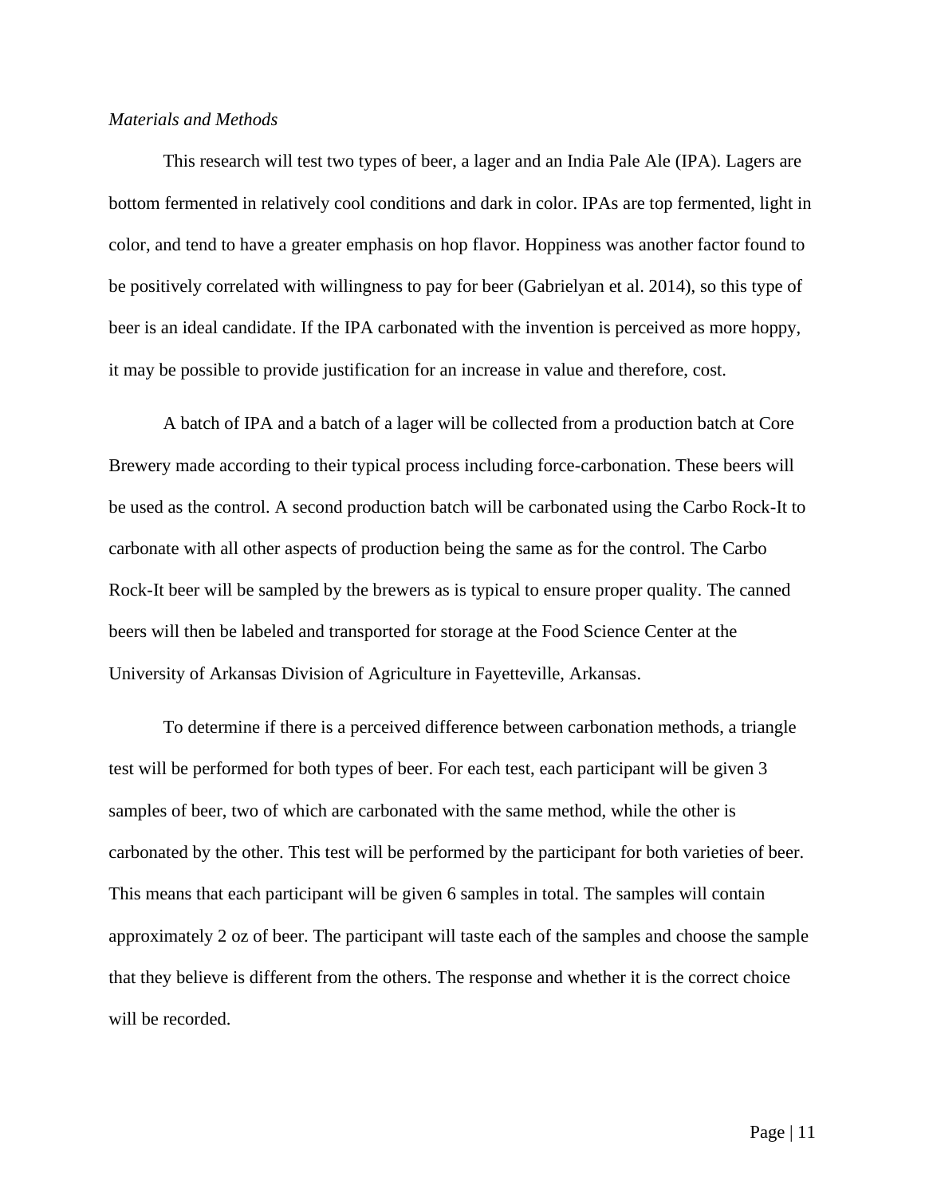*Materials and Methods*

This research will test two types of beer, a lager and an India Pale Ale (IPA). Lagers are bottom fermented in relatively cool conditions and dark in color. IPAs are top fermented, light in color, and tend to have a greater emphasis on hop flavor. Hoppiness was another factor found to be positively correlated with willingness to pay for beer (Gabrielyan et al. 2014), so this type of beer is an ideal candidate. If the IPA carbonated with the invention is perceived as more hoppy, it may be possible to provide justification for an increase in value and therefore, cost.

A batch of IPA and a batch of a lager will be collected from a production batch at Core Brewery made according to their typical process including force-carbonation. These beers will be used as the control. A second production batch will be carbonated using the Carbo Rock-It to carbonate with all other aspects of production being the same as for the control. The Carbo Rock-It beer will be sampled by the brewers as is typical to ensure proper quality. The canned beers will then be labeled and transported for storage at the Food Science Center at the University of Arkansas Division of Agriculture in Fayetteville, Arkansas.

To determine if there is a perceived difference between carbonation methods, a triangle test will be performed for both types of beer. For each test, each participant will be given 3 samples of beer, two of which are carbonated with the same method, while the other is carbonated by the other. This test will be performed by the participant for both varieties of beer. This means that each participant will be given 6 samples in total. The samples will contain approximately 2 oz of beer. The participant will taste each of the samples and choose the sample that they believe is different from the others. The response and whether it is the correct choice will be recorded.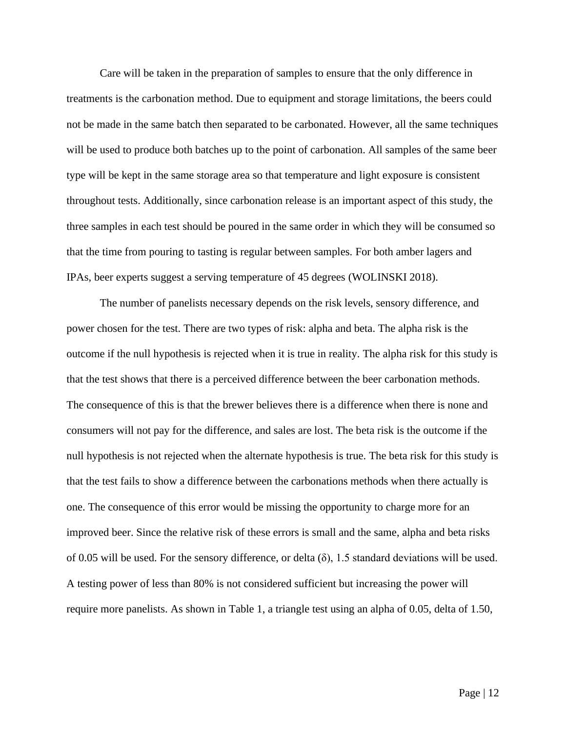Care will be taken in the preparation of samples to ensure that the only difference in treatments is the carbonation method. Due to equipment and storage limitations, the beers could not be made in the same batch then separated to be carbonated. However, all the same techniques will be used to produce both batches up to the point of carbonation. All samples of the same beer type will be kept in the same storage area so that temperature and light exposure is consistent throughout tests. Additionally, since carbonation release is an important aspect of this study, the three samples in each test should be poured in the same order in which they will be consumed so that the time from pouring to tasting is regular between samples. For both amber lagers and IPAs, beer experts suggest a serving temperature of 45 degrees (WOLINSKI 2018).

The number of panelists necessary depends on the risk levels, sensory difference, and power chosen for the test. There are two types of risk: alpha and beta. The alpha risk is the outcome if the null hypothesis is rejected when it is true in reality. The alpha risk for this study is that the test shows that there is a perceived difference between the beer carbonation methods. The consequence of this is that the brewer believes there is a difference when there is none and consumers will not pay for the difference, and sales are lost. The beta risk is the outcome if the null hypothesis is not rejected when the alternate hypothesis is true. The beta risk for this study is that the test fails to show a difference between the carbonations methods when there actually is one. The consequence of this error would be missing the opportunity to charge more for an improved beer. Since the relative risk of these errors is small and the same, alpha and beta risks of 0.05 will be used. For the sensory difference, or delta ($\delta$), 1.5 standard deviations will be used. A testing power of less than 80% is not considered sufficient but increasing the power will require more panelists. As shown in Table 1, a triangle test using an alpha of 0.05, delta of 1.50,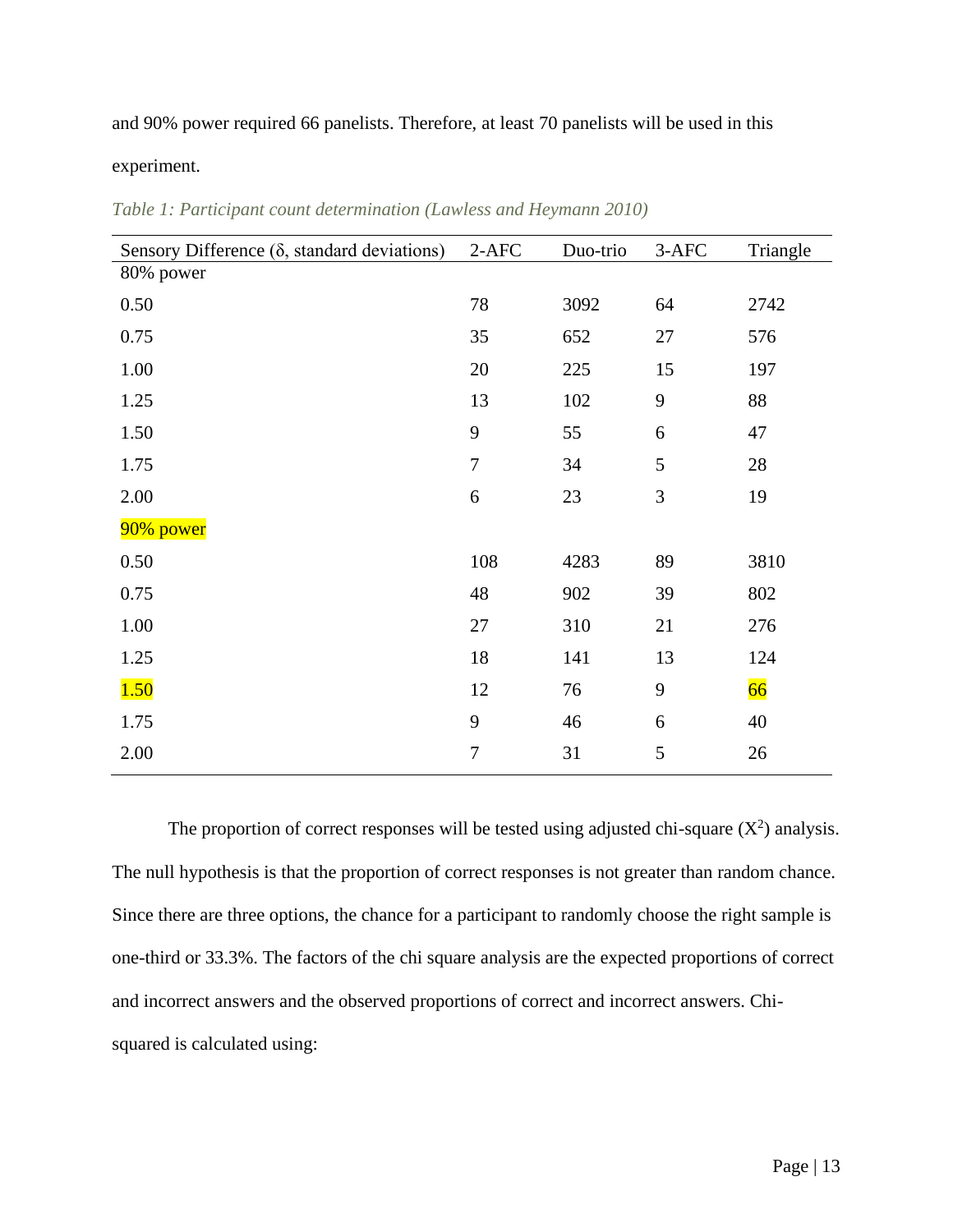and 90% power required 66 panelists. Therefore, at least 70 panelists will be used in this experiment.

*Table 1: Participant count determination (Lawless and Heymann 2010)*

| Sensory Difference (δ, standard deviations) | 2-AFC | Duo-trio | 3-AFC | Triangle |
|---|---|---|---|---|
| 80% power | | | | |
| 0.50 | 78 | 3092 | 64 | 2742 |
| 0.75 | 35 | 652 | 27 | 576 |
| 1.00 | 20 | 225 | 15 | 197 |
| 1.25 | 13 | 102 | 9 | 88 |
| 1.50 | 9 | 55 | 6 | 47 |
| 1.75 | 7 | 34 | 5 | 28 |
| 2.00 | 6 | 23 | 3 | 19 |
| 90% power | | | | |
| 0.50 | 108 | 4283 | 89 | 3810 |
| 0.75 | 48 | 902 | 39 | 802 |
| 1.00 | 27 | 310 | 21 | 276 |
| 1.25 | 18 | 141 | 13 | 124 |
| 1.50 | 12 | 76 | 9 | 66 |
| 1.75 | 9 | 46 | 6 | 40 |
| 2.00 | 7 | 31 | 5 | 26 |

The proportion of correct responses will be tested using adjusted chi-square ($X^2$) analysis. The null hypothesis is that the proportion of correct responses is not greater than random chance. Since there are three options, the chance for a participant to randomly choose the right sample is one-third or 33.3%. The factors of the chi square analysis are the expected proportions of correct and incorrect answers and the observed proportions of correct and incorrect answers. Chi-squared is calculated using: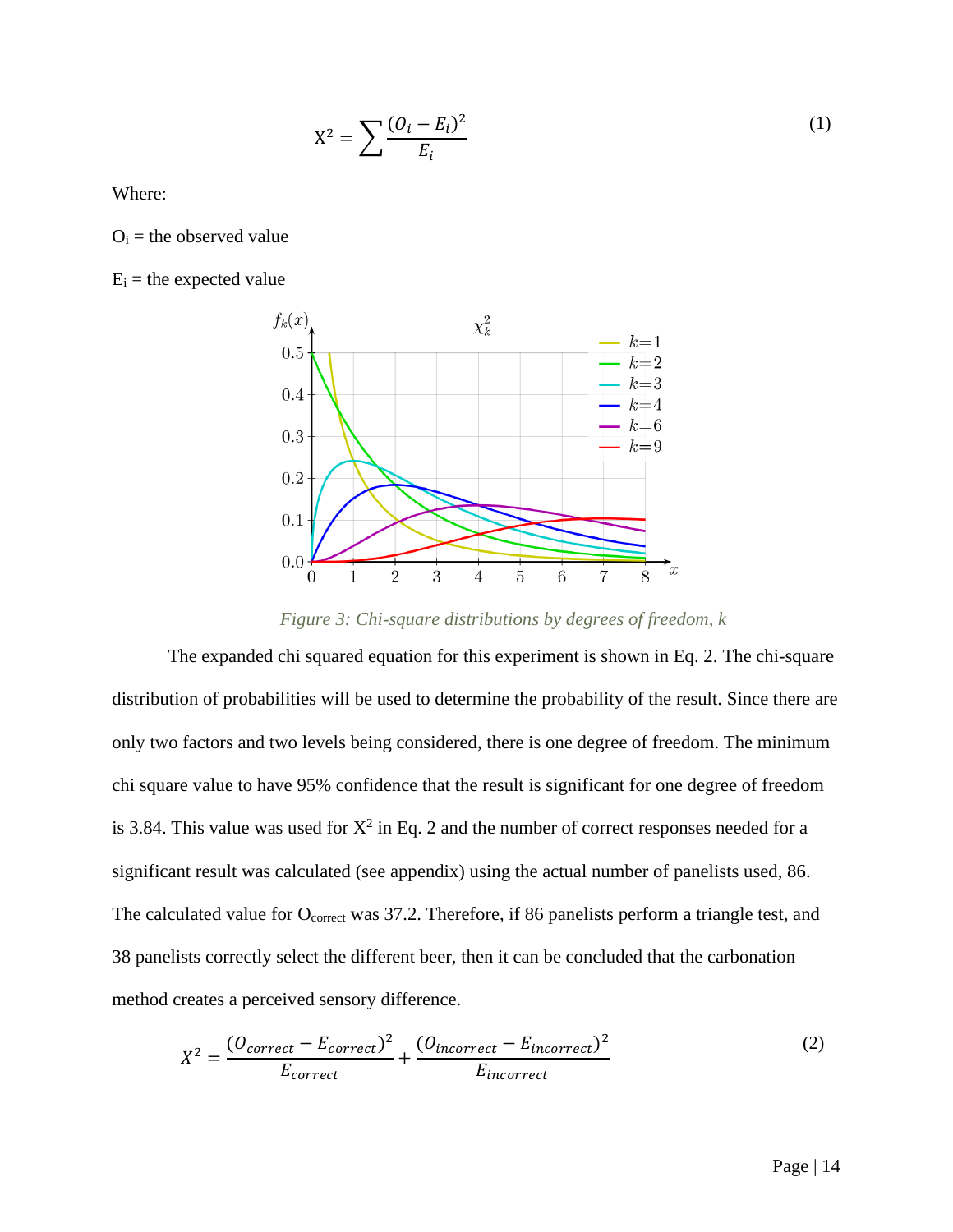$$X^2 = \sum \frac{(O_i - E_i)^2}{E_i} \tag{1}$$

Where:

$O_i$ = the observed value

$E_i$ = the expected value

*Figure 3: Chi-square distributions by degrees of freedom, k*

The expanded chi squared equation for this experiment is shown in Eq. 2. The chi-square distribution of probabilities will be used to determine the probability of the result. Since there are only two factors and two levels being considered, there is one degree of freedom. The minimum chi square value to have 95% confidence that the result is significant for one degree of freedom is 3.84. This value was used for $X^2$ in Eq. 2 and the number of correct responses needed for a significant result was calculated (see appendix) using the actual number of panelists used, 86. The calculated value for $O_{correct}$ was 37.2. Therefore, if 86 panelists perform a triangle test, and 38 panelists correctly select the different beer, then it can be concluded that the carbonation method creates a perceived sensory difference.

$$X^2 = \frac{(O_{correct} - E_{correct})^2}{E_{correct}} + \frac{(O_{incorrect} - E_{incorrect})^2}{E_{incorrect}} \tag{2}$$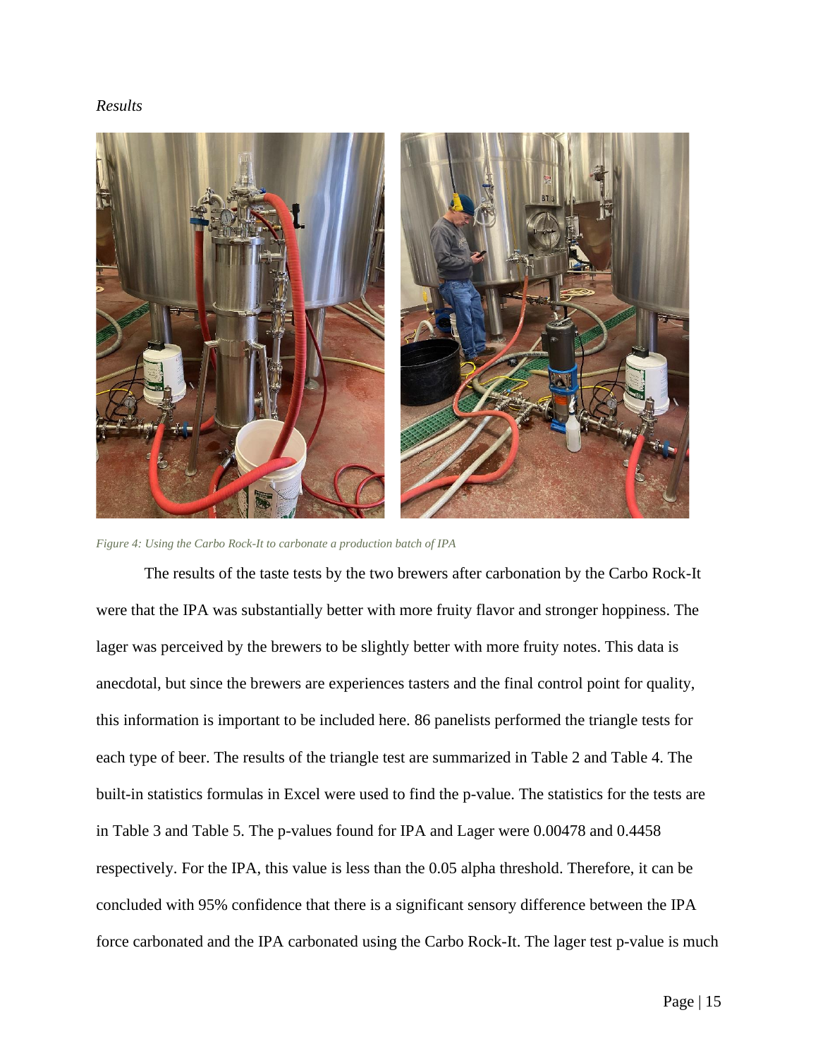*Results*

*Figure 4: Using the Carbo Rock-It to carbonate a production batch of IPA*

The results of the taste tests by the two brewers after carbonation by the Carbo Rock-It were that the IPA was substantially better with more fruity flavor and stronger hoppiness. The lager was perceived by the brewers to be slightly better with more fruity notes. This data is anecdotal, but since the brewers are experiences tasters and the final control point for quality, this information is important to be included here. 86 panelists performed the triangle tests for each type of beer. The results of the triangle test are summarized in Table 2 and Table 4. The built-in statistics formulas in Excel were used to find the p-value. The statistics for the tests are in Table 3 and Table 5. The p-values found for IPA and Lager were 0.00478 and 0.4458 respectively. For the IPA, this value is less than the 0.05 alpha threshold. Therefore, it can be concluded with 95% confidence that there is a significant sensory difference between the IPA force carbonated and the IPA carbonated using the Carbo Rock-It. The lager test p-value is much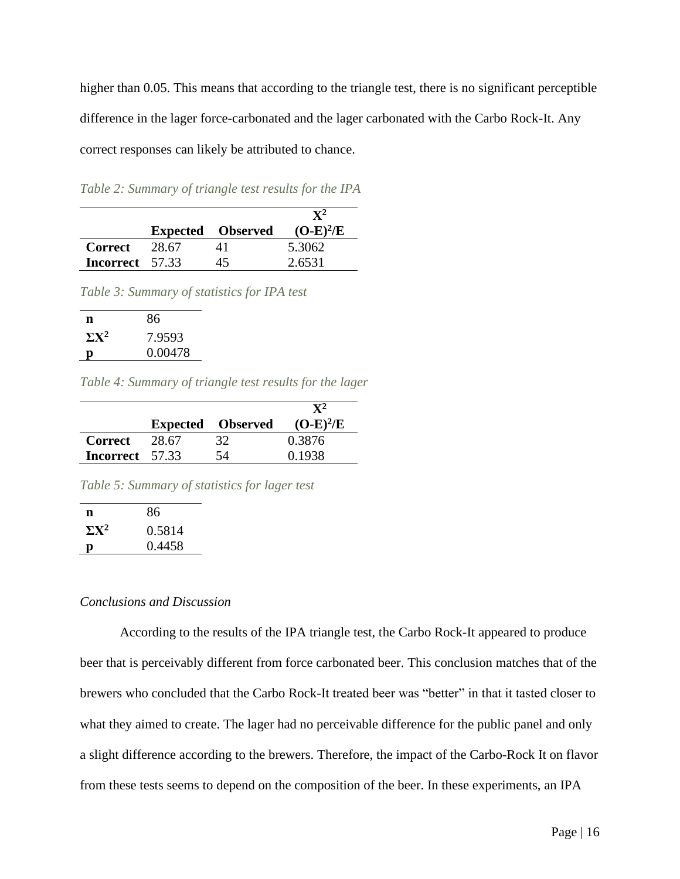higher than 0.05. This means that according to the triangle test, there is no significant perceptible difference in the lager force-carbonated and the lager carbonated with the Carbo Rock-It. Any correct responses can likely be attributed to chance.

*Table 2: Summary of triangle test results for the IPA*

| | **Expected** | **Observed** | **$X^2$ $(O\text{-}E)^2/E$** |
|---|---|---|---|
| **Correct** | 28.67 | 41 | 5.3062 |
| **Incorrect** | 57.33 | 45 | 2.6531 |

*Table 3: Summary of statistics for IPA test*

| | |
|---|---|
| **n** | 86 |
| **$\Sigma X^2$** | 7.9593 |
| **p** | 0.00478 |

*Table 4: Summary of triangle test results for the lager*

| | **Expected** | **Observed** | **$X^2$ $(O\text{-}E)^2/E$** |
|---|---|---|---|
| **Correct** | 28.67 | 32 | 0.3876 |
| **Incorrect** | 57.33 | 54 | 0.1938 |

*Table 5: Summary of statistics for lager test*

| | |
|---|---|
| **n** | 86 |
| **$\Sigma X^2$** | 0.5814 |
| **p** | 0.4458 |

*Conclusions and Discussion*

According to the results of the IPA triangle test, the Carbo Rock-It appeared to produce beer that is perceivably different from force carbonated beer. This conclusion matches that of the brewers who concluded that the Carbo Rock-It treated beer was "better" in that it tasted closer to what they aimed to create. The lager had no perceivable difference for the public panel and only a slight difference according to the brewers. Therefore, the impact of the Carbo-Rock It on flavor from these tests seems to depend on the composition of the beer. In these experiments, an IPA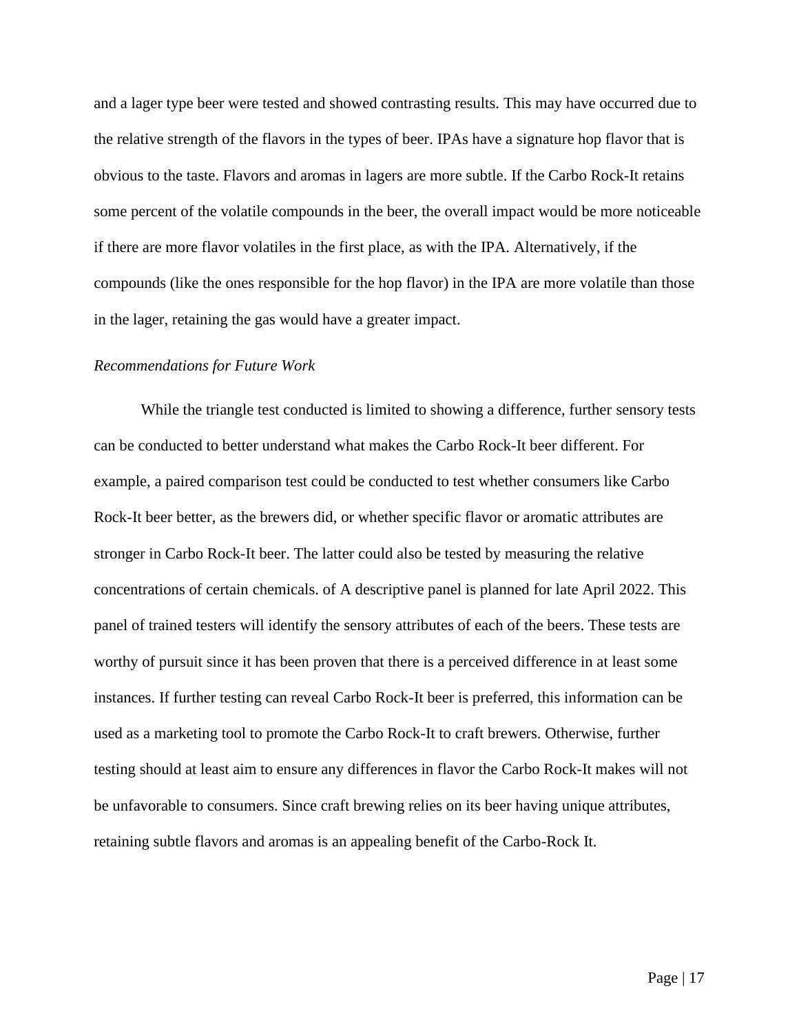and a lager type beer were tested and showed contrasting results. This may have occurred due to the relative strength of the flavors in the types of beer. IPAs have a signature hop flavor that is obvious to the taste. Flavors and aromas in lagers are more subtle. If the Carbo Rock-It retains some percent of the volatile compounds in the beer, the overall impact would be more noticeable if there are more flavor volatiles in the first place, as with the IPA. Alternatively, if the compounds (like the ones responsible for the hop flavor) in the IPA are more volatile than those in the lager, retaining the gas would have a greater impact.

*Recommendations for Future Work*

While the triangle test conducted is limited to showing a difference, further sensory tests can be conducted to better understand what makes the Carbo Rock-It beer different. For example, a paired comparison test could be conducted to test whether consumers like Carbo Rock-It beer better, as the brewers did, or whether specific flavor or aromatic attributes are stronger in Carbo Rock-It beer. The latter could also be tested by measuring the relative concentrations of certain chemicals. of A descriptive panel is planned for late April 2022. This panel of trained testers will identify the sensory attributes of each of the beers. These tests are worthy of pursuit since it has been proven that there is a perceived difference in at least some instances. If further testing can reveal Carbo Rock-It beer is preferred, this information can be used as a marketing tool to promote the Carbo Rock-It to craft brewers. Otherwise, further testing should at least aim to ensure any differences in flavor the Carbo Rock-It makes will not be unfavorable to consumers. Since craft brewing relies on its beer having unique attributes, retaining subtle flavors and aromas is an appealing benefit of the Carbo-Rock It.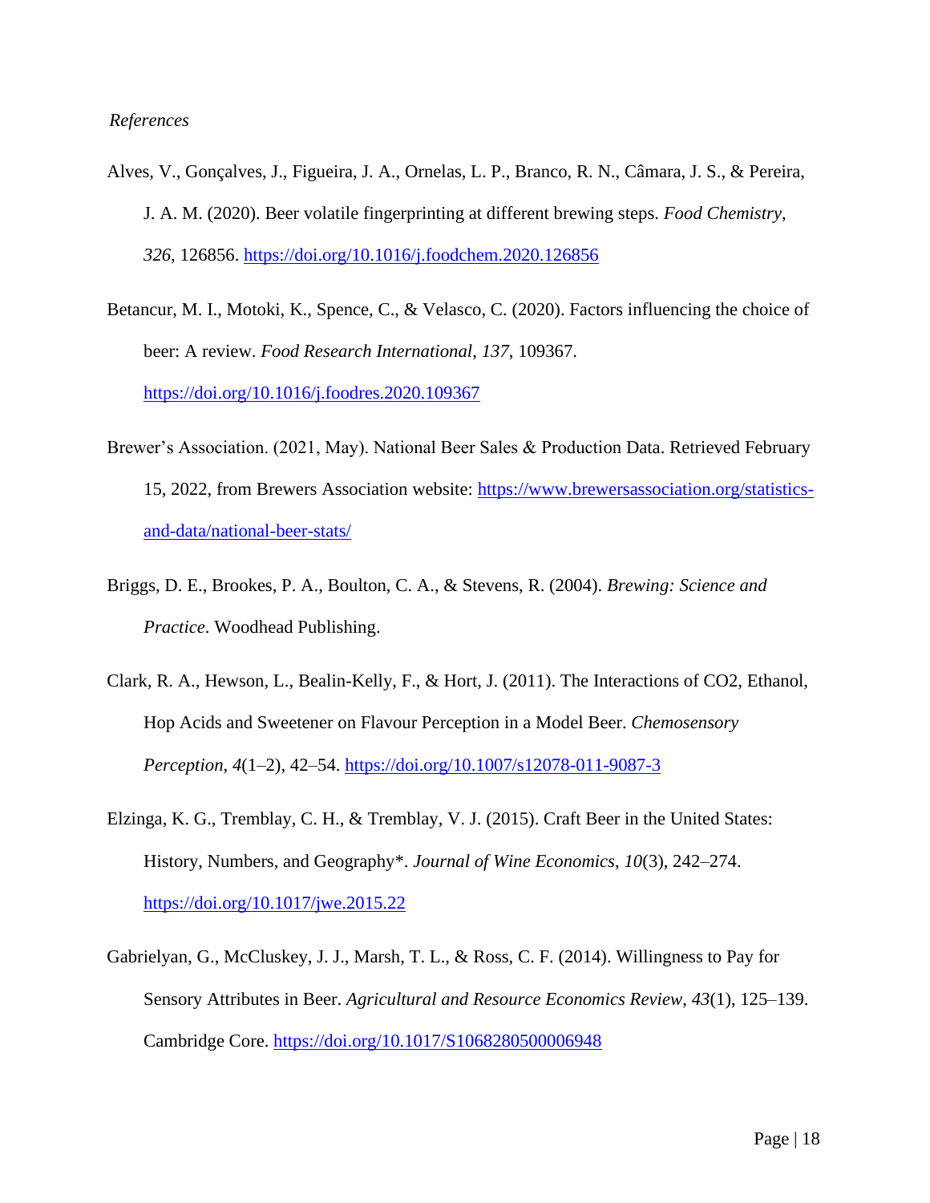*References*

Alves, V., Gonçalves, J., Figueira, J. A., Ornelas, L. P., Branco, R. N., Câmara, J. S., & Pereira, J. A. M. (2020). Beer volatile fingerprinting at different brewing steps. *Food Chemistry*, *326*, 126856. https://doi.org/10.1016/j.foodchem.2020.126856

Betancur, M. I., Motoki, K., Spence, C., & Velasco, C. (2020). Factors influencing the choice of beer: A review. *Food Research International*, *137*, 109367. https://doi.org/10.1016/j.foodres.2020.109367

Brewer's Association. (2021, May). National Beer Sales & Production Data. Retrieved February 15, 2022, from Brewers Association website: https://www.brewersassociation.org/statistics-and-data/national-beer-stats/

Briggs, D. E., Brookes, P. A., Boulton, C. A., & Stevens, R. (2004). *Brewing: Science and Practice*. Woodhead Publishing.

Clark, R. A., Hewson, L., Bealin-Kelly, F., & Hort, J. (2011). The Interactions of CO2, Ethanol, Hop Acids and Sweetener on Flavour Perception in a Model Beer. *Chemosensory Perception*, *4*(1–2), 42–54. https://doi.org/10.1007/s12078-011-9087-3

Elzinga, K. G., Tremblay, C. H., & Tremblay, V. J. (2015). Craft Beer in the United States: History, Numbers, and Geography*. *Journal of Wine Economics*, *10*(3), 242–274. https://doi.org/10.1017/jwe.2015.22

Gabrielyan, G., McCluskey, J. J., Marsh, T. L., & Ross, C. F. (2014). Willingness to Pay for Sensory Attributes in Beer. *Agricultural and Resource Economics Review*, *43*(1), 125–139. Cambridge Core. https://doi.org/10.1017/S1068280500006948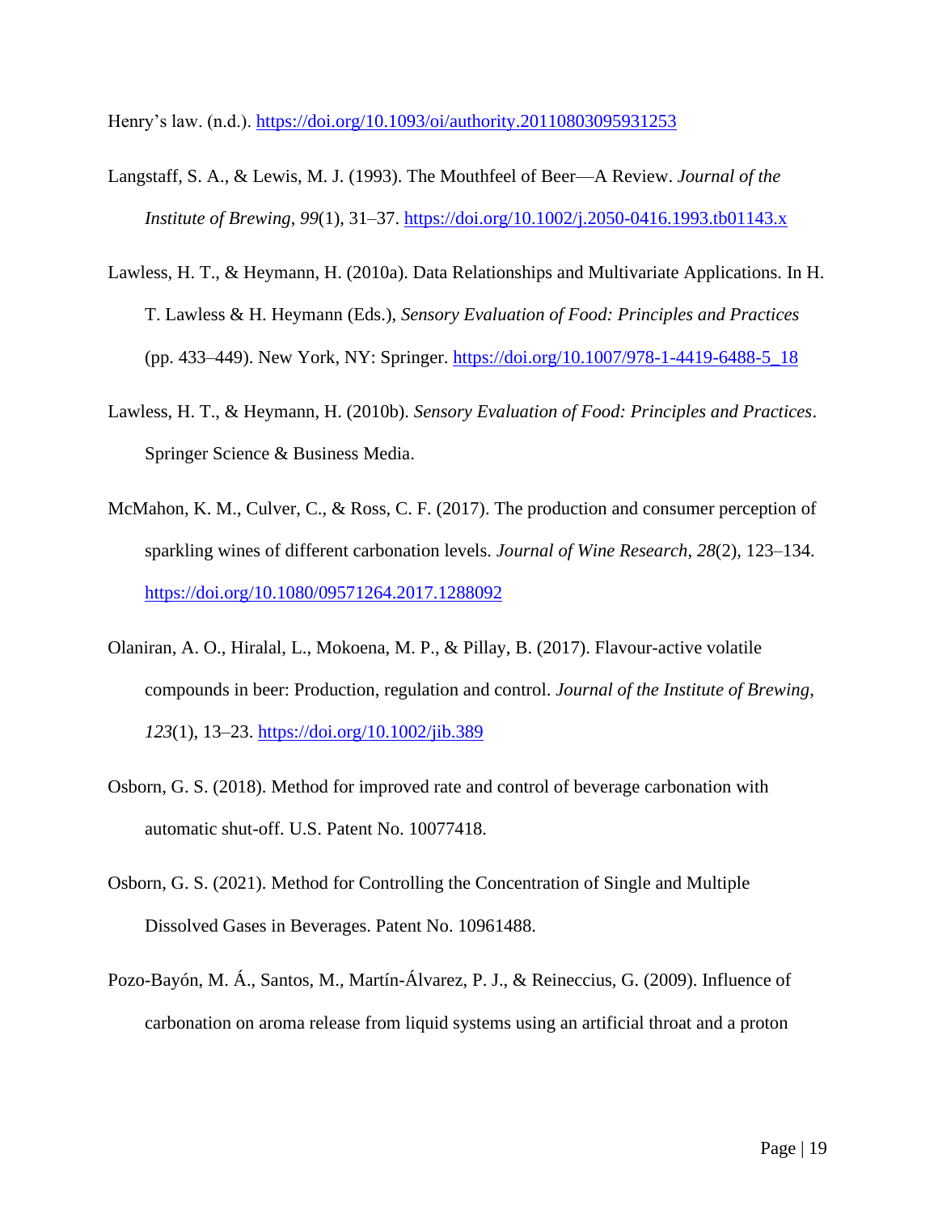Henry's law. (n.d.). https://doi.org/10.1093/oi/authority.20110803095931253

Langstaff, S. A., & Lewis, M. J. (1993). The Mouthfeel of Beer—A Review. *Journal of the Institute of Brewing*, *99*(1), 31–37. https://doi.org/10.1002/j.2050-0416.1993.tb01143.x

Lawless, H. T., & Heymann, H. (2010a). Data Relationships and Multivariate Applications. In H. T. Lawless & H. Heymann (Eds.), *Sensory Evaluation of Food: Principles and Practices* (pp. 433–449). New York, NY: Springer. https://doi.org/10.1007/978-1-4419-6488-5_18

Lawless, H. T., & Heymann, H. (2010b). *Sensory Evaluation of Food: Principles and Practices*. Springer Science & Business Media.

McMahon, K. M., Culver, C., & Ross, C. F. (2017). The production and consumer perception of sparkling wines of different carbonation levels. *Journal of Wine Research*, *28*(2), 123–134. https://doi.org/10.1080/09571264.2017.1288092

Olaniran, A. O., Hiralal, L., Mokoena, M. P., & Pillay, B. (2017). Flavour-active volatile compounds in beer: Production, regulation and control. *Journal of the Institute of Brewing*, *123*(1), 13–23. https://doi.org/10.1002/jib.389

Osborn, G. S. (2018). Method for improved rate and control of beverage carbonation with automatic shut-off. U.S. Patent No. 10077418.

Osborn, G. S. (2021). Method for Controlling the Concentration of Single and Multiple Dissolved Gases in Beverages. Patent No. 10961488.

Pozo-Bayón, M. Á., Santos, M., Martín-Álvarez, P. J., & Reineccius, G. (2009). Influence of carbonation on aroma release from liquid systems using an artificial throat and a proton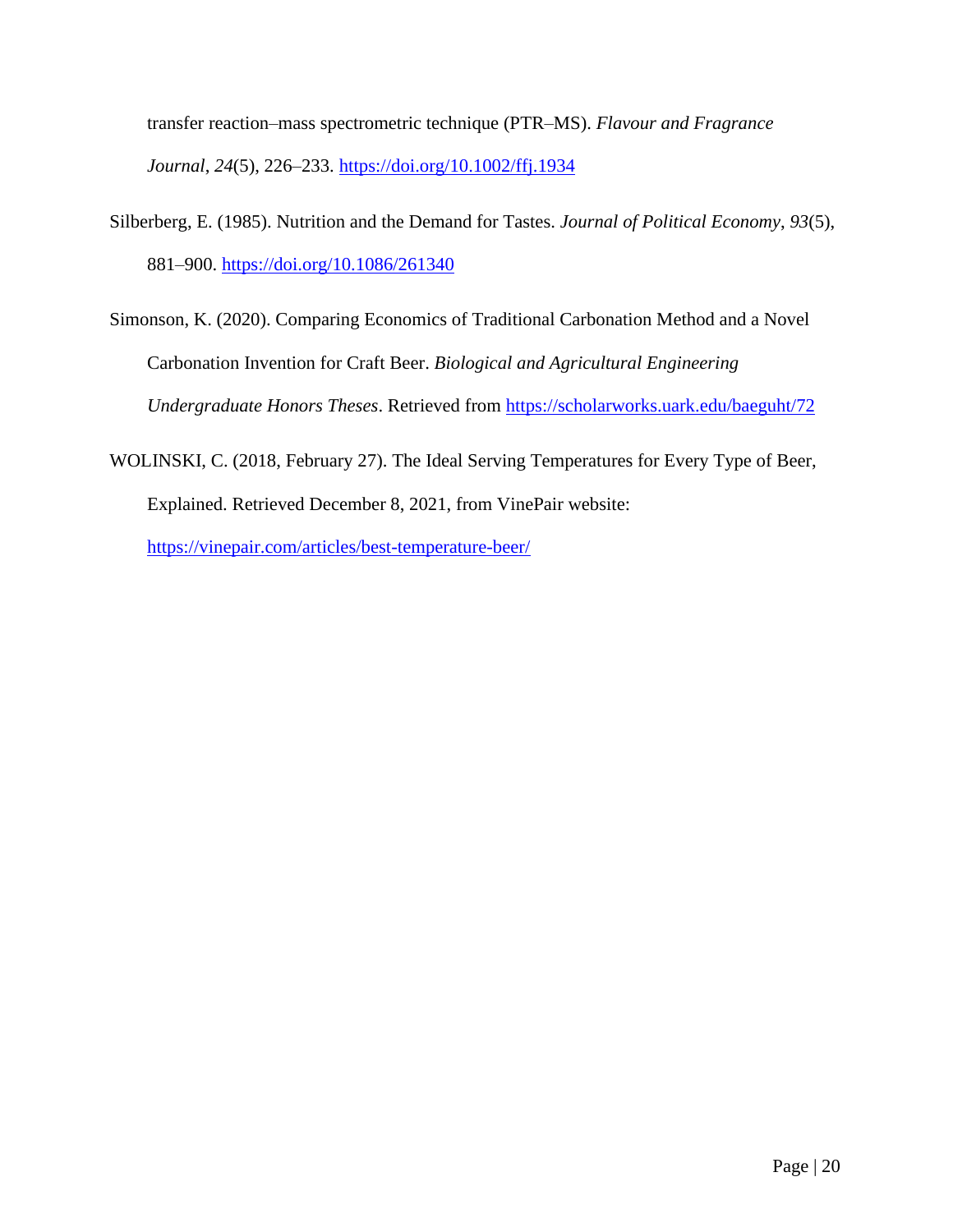transfer reaction–mass spectrometric technique (PTR–MS). *Flavour and Fragrance Journal*, *24*(5), 226–233. https://doi.org/10.1002/ffj.1934

Silberberg, E. (1985). Nutrition and the Demand for Tastes. *Journal of Political Economy*, *93*(5), 881–900. https://doi.org/10.1086/261340

Simonson, K. (2020). Comparing Economics of Traditional Carbonation Method and a Novel Carbonation Invention for Craft Beer. *Biological and Agricultural Engineering Undergraduate Honors Theses*. Retrieved from https://scholarworks.uark.edu/baeguht/72

WOLINSKI, C. (2018, February 27). The Ideal Serving Temperatures for Every Type of Beer, Explained. Retrieved December 8, 2021, from VinePair website: https://vinepair.com/articles/best-temperature-beer/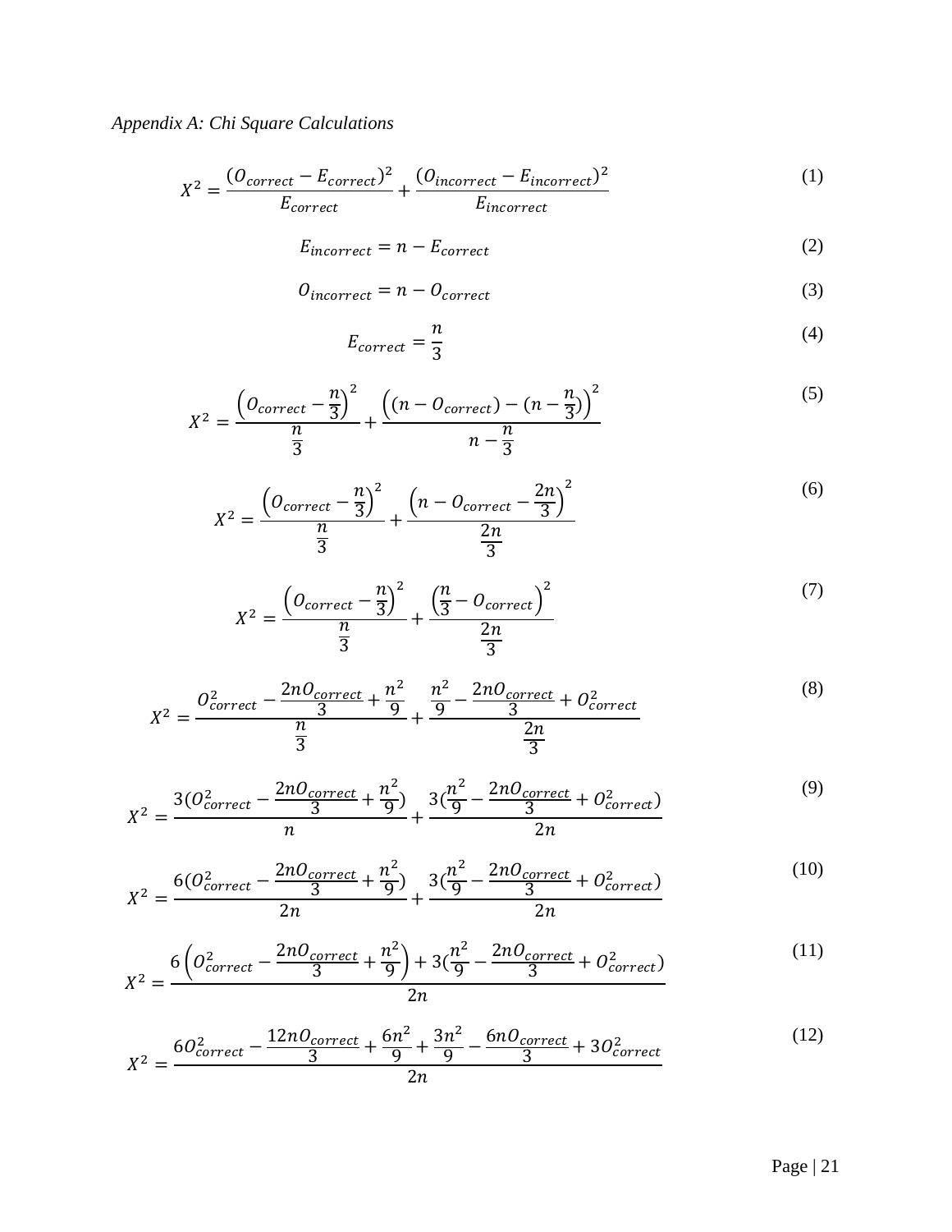*Appendix A: Chi Square Calculations*

$$X^2 = \frac{(O_{correct} - E_{correct})^2}{E_{correct}} + \frac{(O_{incorrect} - E_{incorrect})^2}{E_{incorrect}} \tag{1}$$

$$E_{incorrect} = n - E_{correct} \tag{2}$$

$$O_{incorrect} = n - O_{correct} \tag{3}$$

$$E_{correct} = \frac{n}{3} \tag{4}$$

$$X^2 = \frac{\left(O_{correct} - \frac{n}{3}\right)^2}{\frac{n}{3}} + \frac{\left((n - O_{correct}) - (n - \frac{n}{3})\right)^2}{n - \frac{n}{3}} \tag{5}$$

$$X^2 = \frac{\left(O_{correct} - \frac{n}{3}\right)^2}{\frac{n}{3}} + \frac{\left(n - O_{correct} - \frac{2n}{3}\right)^2}{\frac{2n}{3}} \tag{6}$$

$$X^2 = \frac{\left(O_{correct} - \frac{n}{3}\right)^2}{\frac{n}{3}} + \frac{\left(\frac{n}{3} - O_{correct}\right)^2}{\frac{2n}{3}} \tag{7}$$

$$X^2 = \frac{O_{correct}^2 - \frac{2nO_{correct}}{3} + \frac{n^2}{9}}{\frac{n}{3}} + \frac{\frac{n^2}{9} - \frac{2nO_{correct}}{3} + O_{correct}^2}{\frac{2n}{3}} \tag{8}$$

$$X^2 = \frac{3(O_{correct}^2 - \frac{2nO_{correct}}{3} + \frac{n^2}{9})}{n} + \frac{3(\frac{n^2}{9} - \frac{2nO_{correct}}{3} + O_{correct}^2)}{2n} \tag{9}$$

$$X^2 = \frac{6(O_{correct}^2 - \frac{2nO_{correct}}{3} + \frac{n^2}{9})}{2n} + \frac{3(\frac{n^2}{9} - \frac{2nO_{correct}}{3} + O_{correct}^2)}{2n} \tag{10}$$

$$X^2 = \frac{6\left(O_{correct}^2 - \frac{2nO_{correct}}{3} + \frac{n^2}{9}\right) + 3(\frac{n^2}{9} - \frac{2nO_{correct}}{3} + O_{correct}^2)}{2n} \tag{11}$$

$$X^2 = \frac{6O_{correct}^2 - \frac{12nO_{correct}}{3} + \frac{6n^2}{9} + \frac{3n^2}{9} - \frac{6nO_{correct}}{3} + 3O_{correct}^2}{2n} \tag{12}$$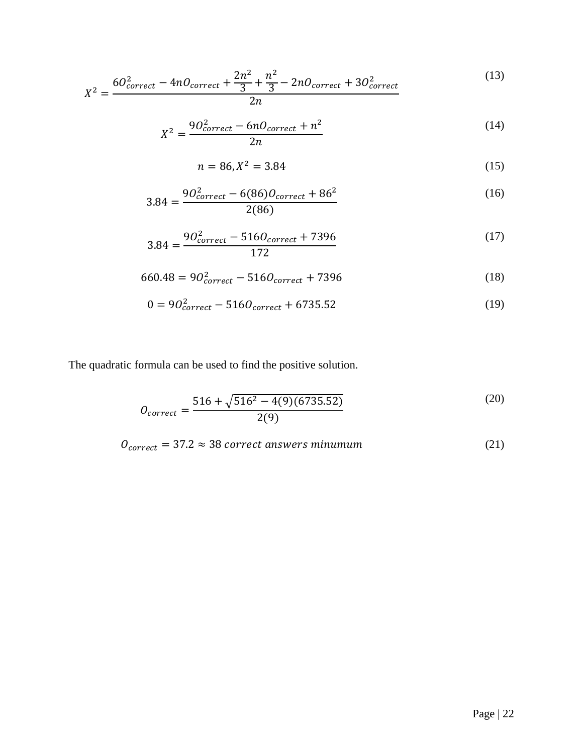$$X^2 = \frac{6O_{correct}^2 - 4nO_{correct} + \frac{2n^2}{3} + \frac{n^2}{3} - 2nO_{correct} + 3O_{correct}^2}{2n} \tag{13}$$

$$X^2 = \frac{9O_{correct}^2 - 6nO_{correct} + n^2}{2n} \tag{14}$$

$$n = 86, X^2 = 3.84 \tag{15}$$

$$3.84 = \frac{9O_{correct}^2 - 6(86)O_{correct} + 86^2}{2(86)} \tag{16}$$

$$3.84 = \frac{9O_{correct}^2 - 516O_{correct} + 7396}{172} \tag{17}$$

$$660.48 = 9O_{correct}^2 - 516O_{correct} + 7396 \tag{18}$$

$$0 = 9O_{correct}^2 - 516O_{correct} + 6735.52 \tag{19}$$

The quadratic formula can be used to find the positive solution.

$$O_{correct} = \frac{516 + \sqrt{516^2 - 4(9)(6735.52)}}{2(9)} \tag{20}$$

$$O_{correct} = 37.2 \approx 38 \; correct \; answers \; minumum \tag{21}$$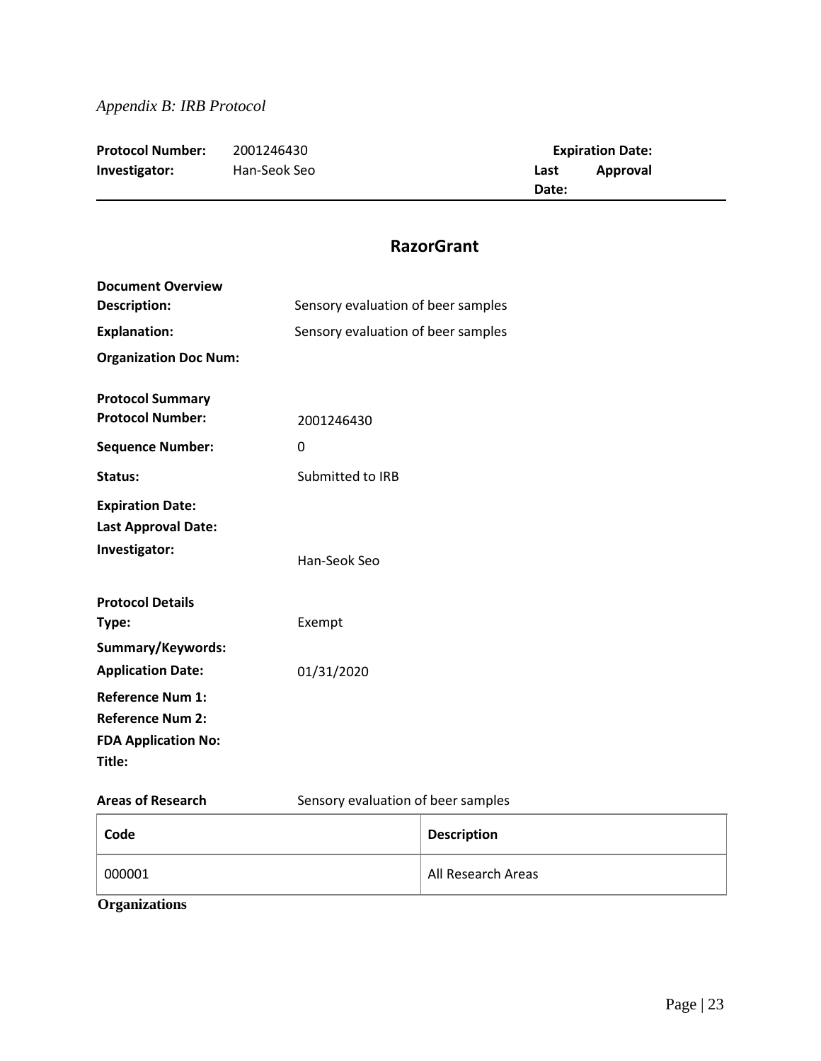*Appendix B: IRB Protocol*

| **Protocol Number:** | 2001246430 | **Expiration Date:** |
|---|---|---|
| **Investigator:** | Han-Seok Seo | **Last Approval Date:** |

## RazorGrant

**Document Overview**

**Description:** Sensory evaluation of beer samples

**Explanation:** Sensory evaluation of beer samples

**Organization Doc Num:**

**Protocol Summary**

**Protocol Number:** 2001246430

**Sequence Number:** 0

**Status:** Submitted to IRB

**Expiration Date:**

**Last Approval Date:**

**Investigator:** Han-Seok Seo

**Protocol Details**

**Type:** Exempt

**Summary/Keywords:**

**Application Date:** 01/31/2020

**Reference Num 1:**

**Reference Num 2:**

**FDA Application No:**

**Title:**

**Areas of Research** Sensory evaluation of beer samples

| Code | Description |
|---|---|
| 000001 | All Research Areas |

**Organizations**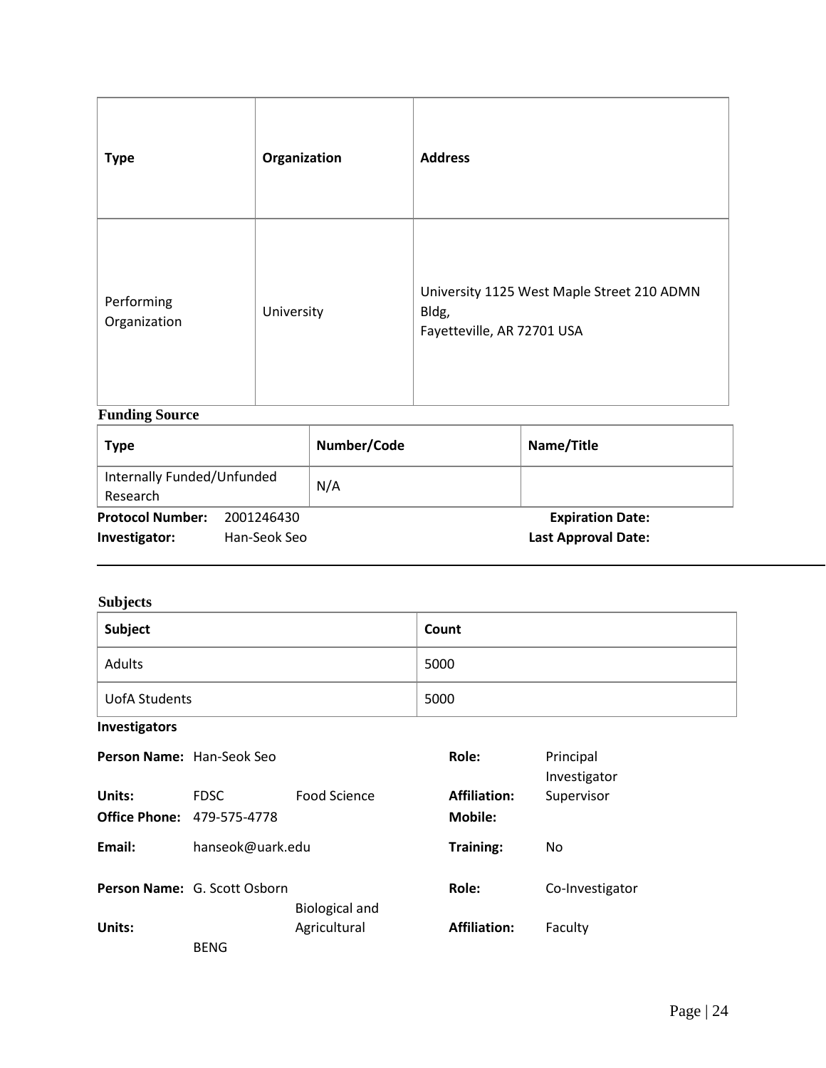| Type | Organization | Address |
|---|---|---|
| Performing Organization | University | University 1125 West Maple Street 210 ADMN Bldg,<br>Fayetteville, AR 72701 USA |

**Funding Source**

| Type | Number/Code | Name/Title |
|---|---|---|
| Internally Funded/Unfunded Research | N/A | |

**Protocol Number:** 2001246430 **Expiration Date:**
**Investigator:** Han-Seok Seo **Last Approval Date:**

---

**Subjects**

| Subject | Count |
|---|---|
| Adults | 5000 |
| UofA Students | 5000 |

**Investigators**

**Person Name:** Han-Seok Seo **Role:** Principal Investigator
**Units:** FDSC Food Science **Affiliation:** Supervisor
**Office Phone:** 479-575-4778 **Mobile:**
**Email:** hanseok@uark.edu **Training:** No

**Person Name:** G. Scott Osborn **Role:** Co-Investigator
**Units:** BENG Biological and Agricultural **Affiliation:** Faculty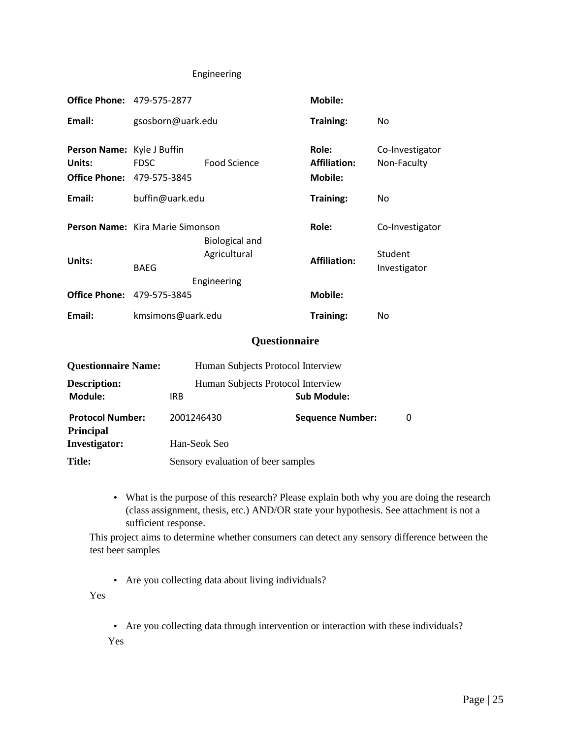| | | | | |
|---|---|---|---|---|
| | | Engineering | | |
| **Office Phone:** | 479-575-2877 | | **Mobile:** | |
| **Email:** | gsosborn@uark.edu | | **Training:** | No |
| **Person Name:** | Kyle J Buffin | | **Role:** | Co-Investigator |
| **Units:** | FDSC | Food Science | **Affiliation:** | Non-Faculty |
| **Office Phone:** | 479-575-3845 | | **Mobile:** | |
| **Email:** | buffin@uark.edu | | **Training:** | No |
| **Person Name:** | Kira Marie Simonson | | **Role:** | Co-Investigator |
| **Units:** | BAEG | Biological and Agricultural Engineering | **Affiliation:** | Student Investigator |
| **Office Phone:** | 479-575-3845 | | **Mobile:** | |
| **Email:** | kmsimons@uark.edu | | **Training:** | No |

## Questionnaire

| | | | |
|---|---|---|---|
| **Questionnaire Name:** | Human Subjects Protocol Interview | | |
| **Description:** | Human Subjects Protocol Interview | | |
| **Module:** | IRB | **Sub Module:** | |
| **Protocol Number:** | 2001246430 | **Sequence Number:** | 0 |
| **Principal Investigator:** | Han-Seok Seo | | |
| **Title:** | Sensory evaluation of beer samples | | |

- What is the purpose of this research? Please explain both why you are doing the research (class assignment, thesis, etc.) AND/OR state your hypothesis. See attachment is not a sufficient response.

This project aims to determine whether consumers can detect any sensory difference between the test beer samples

- Are you collecting data about living individuals?

Yes

- Are you collecting data through intervention or interaction with these individuals?

Yes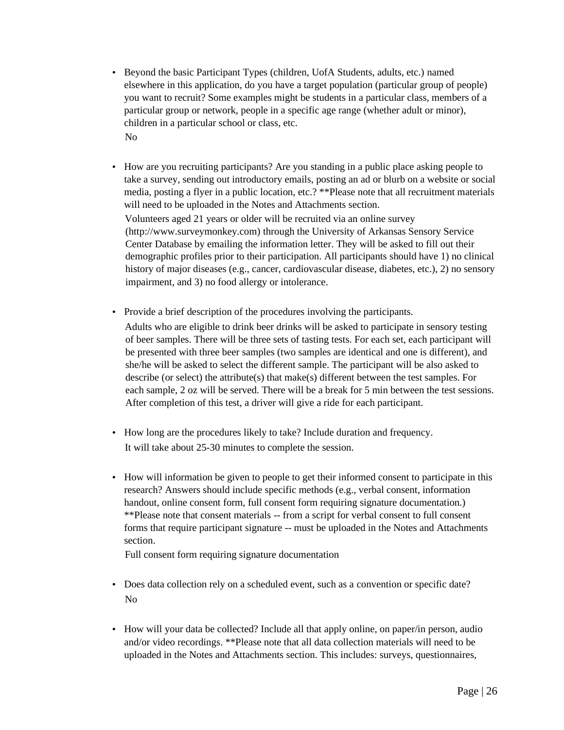- Beyond the basic Participant Types (children, UofA Students, adults, etc.) named elsewhere in this application, do you have a target population (particular group of people) you want to recruit? Some examples might be students in a particular class, members of a particular group or network, people in a specific age range (whether adult or minor), children in a particular school or class, etc.

  No

- How are you recruiting participants? Are you standing in a public place asking people to take a survey, sending out introductory emails, posting an ad or blurb on a website or social media, posting a flyer in a public location, etc.? **Please note that all recruitment materials will need to be uploaded in the Notes and Attachments section.

  Volunteers aged 21 years or older will be recruited via an online survey (http://www.surveymonkey.com) through the University of Arkansas Sensory Service Center Database by emailing the information letter. They will be asked to fill out their demographic profiles prior to their participation. All participants should have 1) no clinical history of major diseases (e.g., cancer, cardiovascular disease, diabetes, etc.), 2) no sensory impairment, and 3) no food allergy or intolerance.

- Provide a brief description of the procedures involving the participants.

  Adults who are eligible to drink beer drinks will be asked to participate in sensory testing of beer samples. There will be three sets of tasting tests. For each set, each participant will be presented with three beer samples (two samples are identical and one is different), and she/he will be asked to select the different sample. The participant will be also asked to describe (or select) the attribute(s) that make(s) different between the test samples. For each sample, 2 oz will be served. There will be a break for 5 min between the test sessions. After completion of this test, a driver will give a ride for each participant.

- How long are the procedures likely to take? Include duration and frequency.

  It will take about 25-30 minutes to complete the session.

- How will information be given to people to get their informed consent to participate in this research? Answers should include specific methods (e.g., verbal consent, information handout, online consent form, full consent form requiring signature documentation.) **Please note that consent materials -- from a script for verbal consent to full consent forms that require participant signature -- must be uploaded in the Notes and Attachments section.

  Full consent form requiring signature documentation

- Does data collection rely on a scheduled event, such as a convention or specific date?

  No

- How will your data be collected? Include all that apply online, on paper/in person, audio and/or video recordings. **Please note that all data collection materials will need to be uploaded in the Notes and Attachments section. This includes: surveys, questionnaires,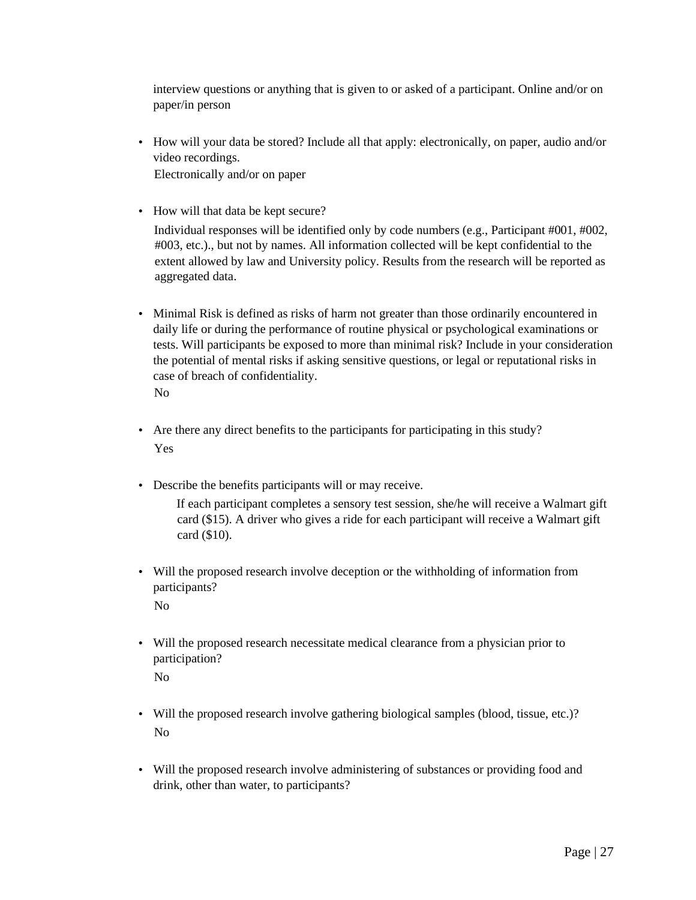interview questions or anything that is given to or asked of a participant. Online and/or on paper/in person

- How will your data be stored? Include all that apply: electronically, on paper, audio and/or video recordings.

  Electronically and/or on paper

- How will that data be kept secure?

  Individual responses will be identified only by code numbers (e.g., Participant #001, #002, #003, etc.)., but not by names. All information collected will be kept confidential to the extent allowed by law and University policy. Results from the research will be reported as aggregated data.

- Minimal Risk is defined as risks of harm not greater than those ordinarily encountered in daily life or during the performance of routine physical or psychological examinations or tests. Will participants be exposed to more than minimal risk? Include in your consideration the potential of mental risks if asking sensitive questions, or legal or reputational risks in case of breach of confidentiality.

  No

- Are there any direct benefits to the participants for participating in this study?

  Yes

- Describe the benefits participants will or may receive.

  If each participant completes a sensory test session, she/he will receive a Walmart gift card ($15). A driver who gives a ride for each participant will receive a Walmart gift card ($10).

- Will the proposed research involve deception or the withholding of information from participants?

  No

- Will the proposed research necessitate medical clearance from a physician prior to participation?

  No

- Will the proposed research involve gathering biological samples (blood, tissue, etc.)?

  No

- Will the proposed research involve administering of substances or providing food and drink, other than water, to participants?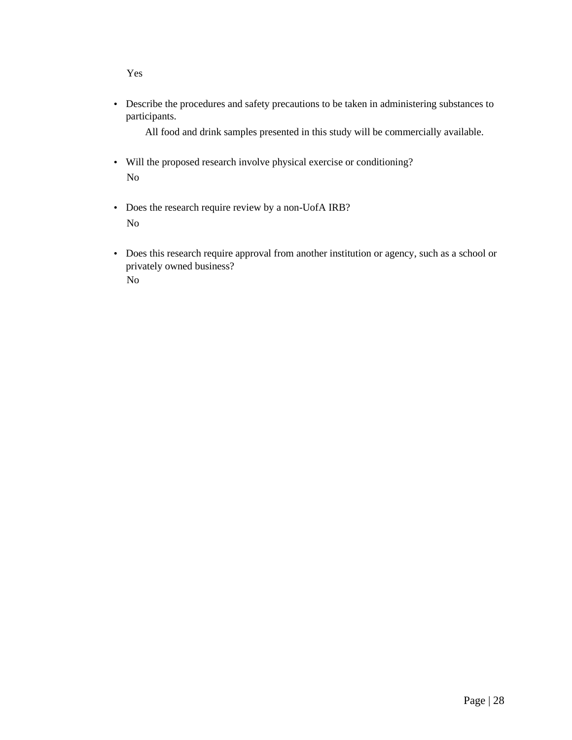Yes

- Describe the procedures and safety precautions to be taken in administering substances to participants.

  All food and drink samples presented in this study will be commercially available.

- Will the proposed research involve physical exercise or conditioning?

  No

- Does the research require review by a non-UofA IRB?

  No

- Does this research require approval from another institution or agency, such as a school or privately owned business?

  No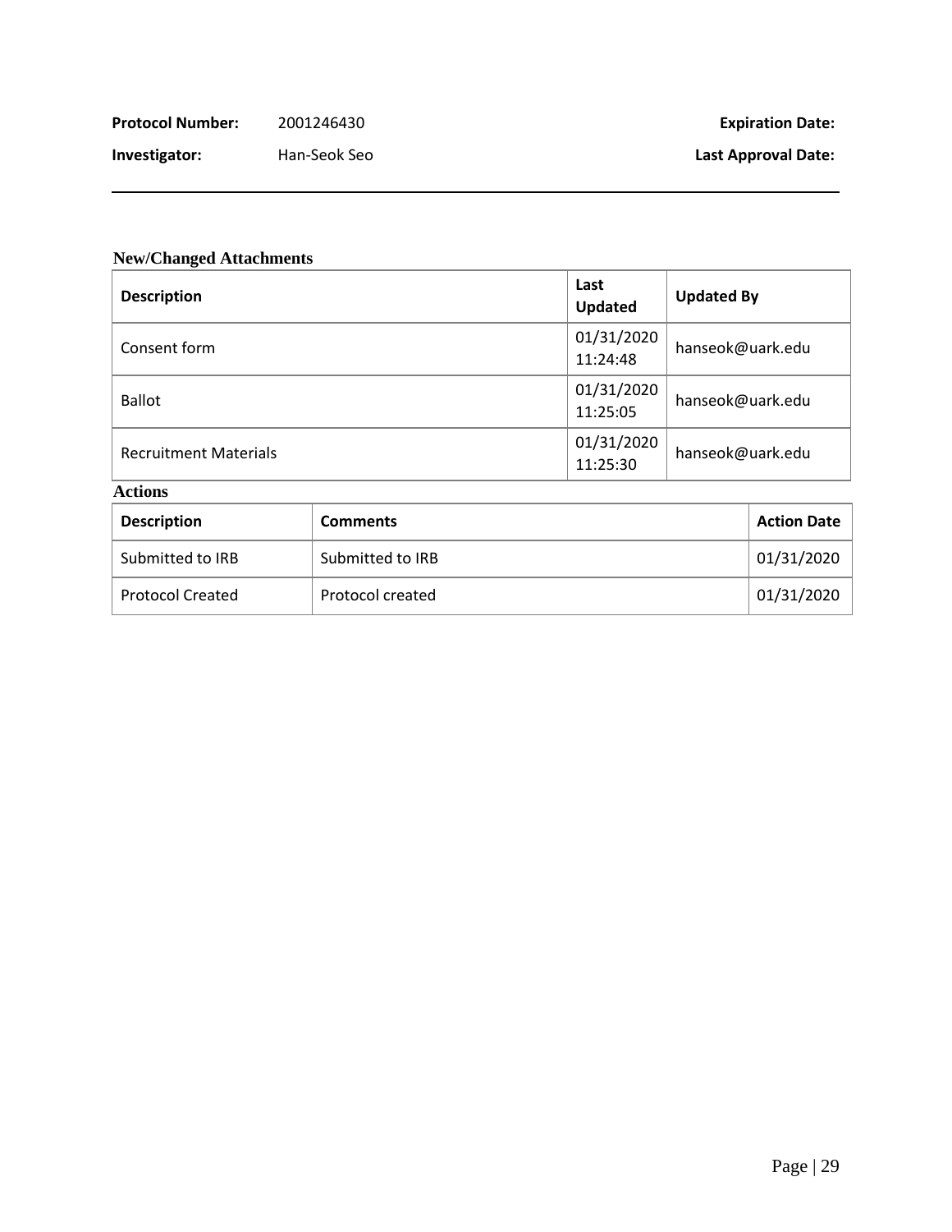**Protocol Number:** 2001246430 **Expiration Date:**

**Investigator:** Han-Seok Seo **Last Approval Date:**

### New/Changed Attachments

| Description | Last Updated | Updated By |
|---|---|---|
| Consent form | 01/31/2020 11:24:48 | hanseok@uark.edu |
| Ballot | 01/31/2020 11:25:05 | hanseok@uark.edu |
| Recruitment Materials | 01/31/2020 11:25:30 | hanseok@uark.edu |

### Actions

| Description | Comments | Action Date |
|---|---|---|
| Submitted to IRB | Submitted to IRB | 01/31/2020 |
| Protocol Created | Protocol created | 01/31/2020 |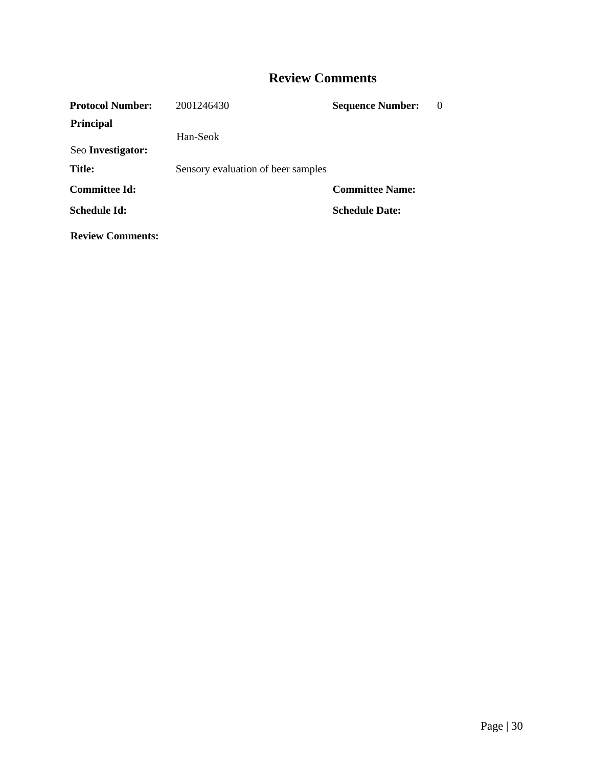# Review Comments

| | | | |
|---|---|---|---|
| **Protocol Number:** | 2001246430 | **Sequence Number:** | 0 |
| **Principal Investigator:** | Han-Seok Seo | | |
| **Title:** | Sensory evaluation of beer samples | | |
| **Committee Id:** | | **Committee Name:** | |
| **Schedule Id:** | | **Schedule Date:** | |

**Review Comments:**